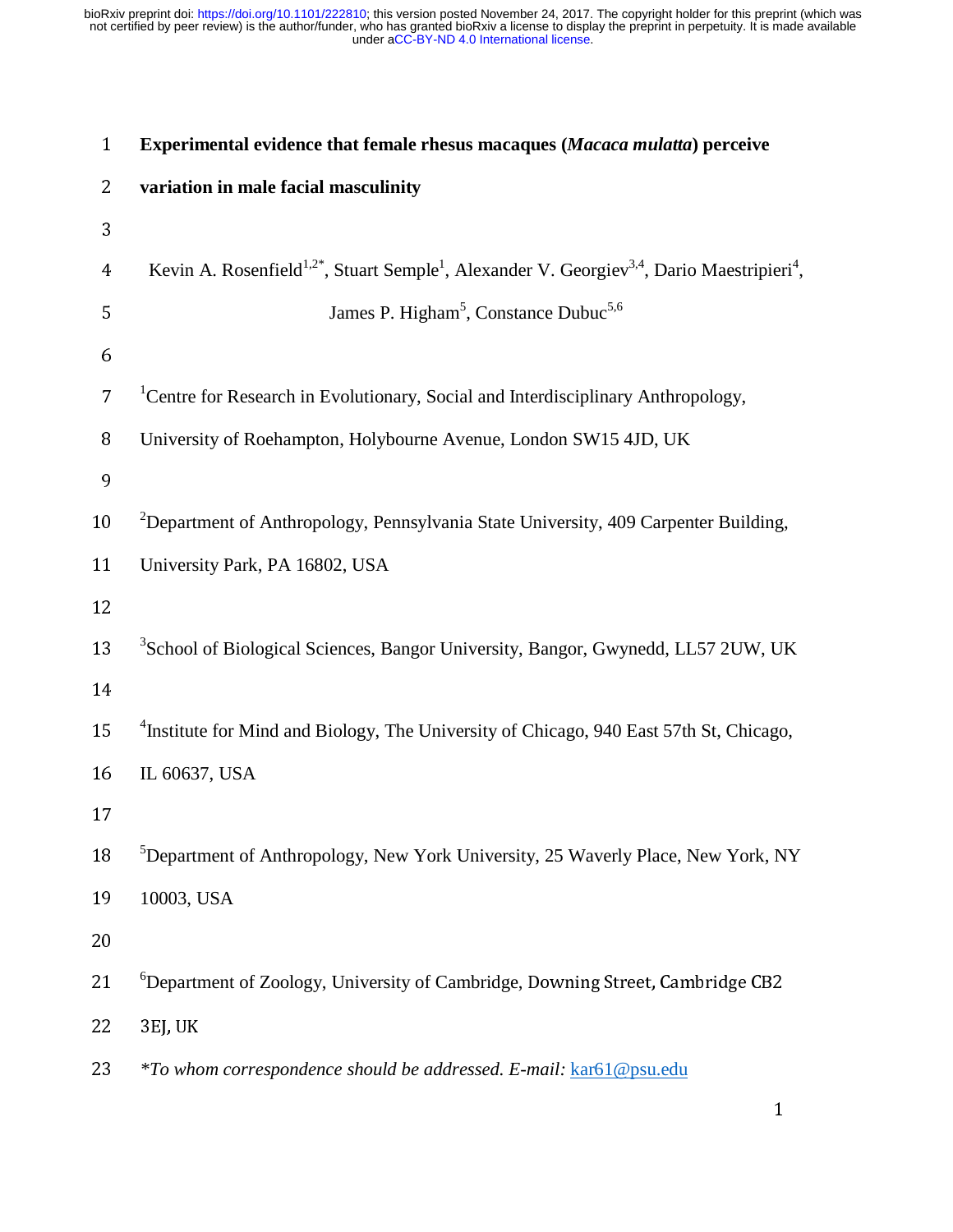# Experimental evidence that female rhesus macaques (*Macaca mulatta*) perceive variation in male facial masculinity

Kevin A. Rosenfield[1,2*], Stuart Semple[1], Alexander V. Georgiev[3,4], Dario Maestripieri[4], James P. Higham[5], Constance Dubuc[5,6]

[1]Centre for Research in Evolutionary, Social and Interdisciplinary Anthropology, University of Roehampton, Holybourne Avenue, London SW15 4JD, UK

[2]Department of Anthropology, Pennsylvania State University, 409 Carpenter Building, University Park, PA 16802, USA

[3]School of Biological Sciences, Bangor University, Bangor, Gwynedd, LL57 2UW, UK

[4]Institute for Mind and Biology, The University of Chicago, 940 East 57th St, Chicago, IL 60637, USA

[5]Department of Anthropology, New York University, 25 Waverly Place, New York, NY 10003, USA

[6]Department of Zoology, University of Cambridge, Downing Street, Cambridge CB2 3EJ, UK

*\*To whom correspondence should be addressed. E-mail:* kar61@psu.edu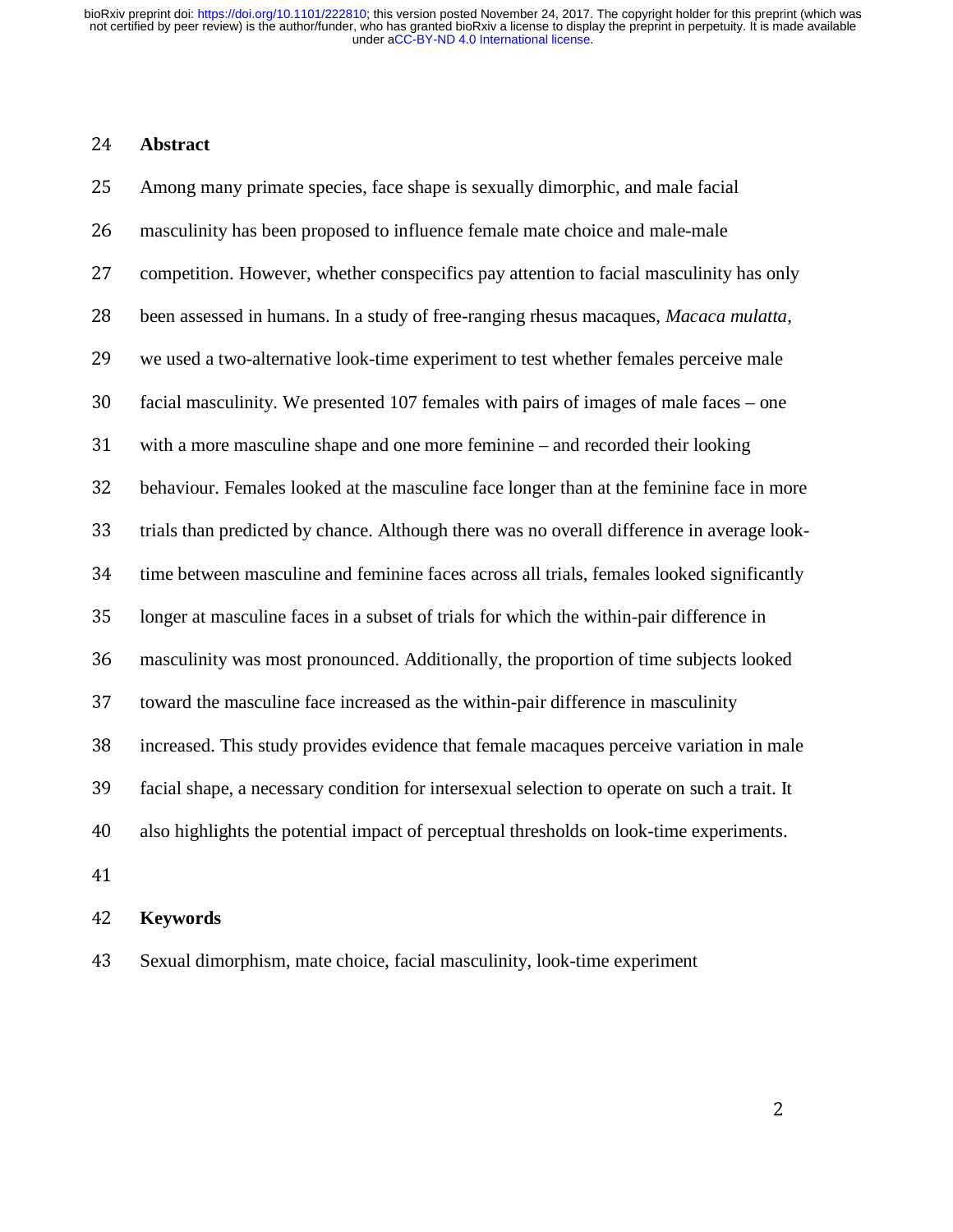## Abstract

Among many primate species, face shape is sexually dimorphic, and male facial masculinity has been proposed to influence female mate choice and male-male competition. However, whether conspecifics pay attention to facial masculinity has only been assessed in humans. In a study of free-ranging rhesus macaques, *Macaca mulatta*, we used a two-alternative look-time experiment to test whether females perceive male facial masculinity. We presented 107 females with pairs of images of male faces – one with a more masculine shape and one more feminine – and recorded their looking behaviour. Females looked at the masculine face longer than at the feminine face in more trials than predicted by chance. Although there was no overall difference in average look-time between masculine and feminine faces across all trials, females looked significantly longer at masculine faces in a subset of trials for which the within-pair difference in masculinity was most pronounced. Additionally, the proportion of time subjects looked toward the masculine face increased as the within-pair difference in masculinity increased. This study provides evidence that female macaques perceive variation in male facial shape, a necessary condition for intersexual selection to operate on such a trait. It also highlights the potential impact of perceptual thresholds on look-time experiments.

## Keywords

Sexual dimorphism, mate choice, facial masculinity, look-time experiment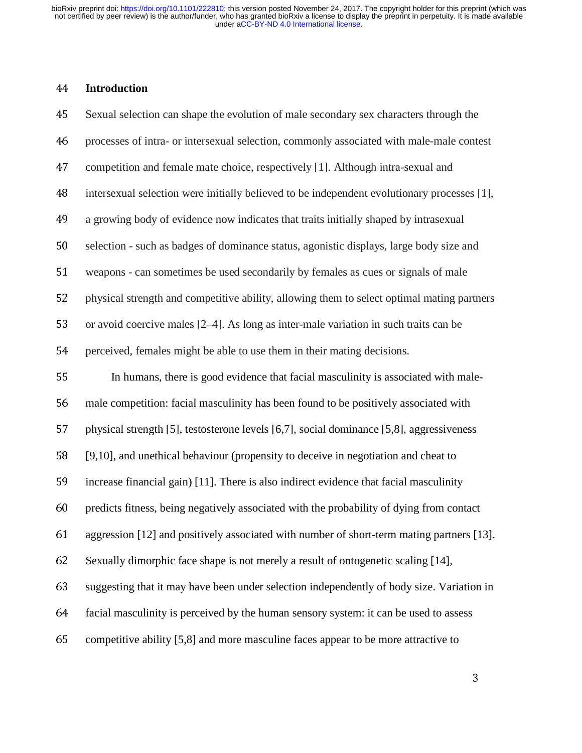## Introduction

Sexual selection can shape the evolution of male secondary sex characters through the processes of intra- or intersexual selection, commonly associated with male-male contest competition and female mate choice, respectively [1]. Although intra-sexual and intersexual selection were initially believed to be independent evolutionary processes [1], a growing body of evidence now indicates that traits initially shaped by intrasexual selection - such as badges of dominance status, agonistic displays, large body size and weapons - can sometimes be used secondarily by females as cues or signals of male physical strength and competitive ability, allowing them to select optimal mating partners or avoid coercive males [2–4]. As long as inter-male variation in such traits can be perceived, females might be able to use them in their mating decisions.

In humans, there is good evidence that facial masculinity is associated with male-male competition: facial masculinity has been found to be positively associated with physical strength [5], testosterone levels [6,7], social dominance [5,8], aggressiveness [9,10], and unethical behaviour (propensity to deceive in negotiation and cheat to increase financial gain) [11]. There is also indirect evidence that facial masculinity predicts fitness, being negatively associated with the probability of dying from contact aggression [12] and positively associated with number of short-term mating partners [13]. Sexually dimorphic face shape is not merely a result of ontogenetic scaling [14], suggesting that it may have been under selection independently of body size. Variation in facial masculinity is perceived by the human sensory system: it can be used to assess competitive ability [5,8] and more masculine faces appear to be more attractive to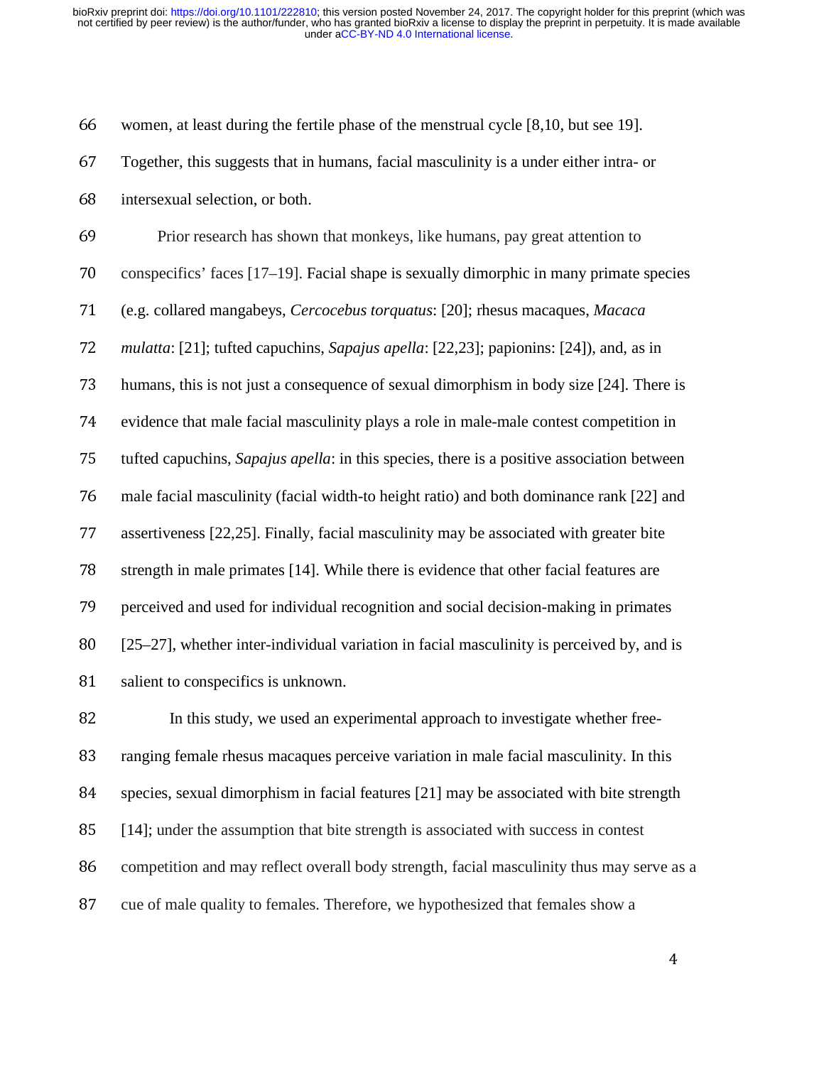women, at least during the fertile phase of the menstrual cycle [8,10, but see 19]. Together, this suggests that in humans, facial masculinity is a under either intra- or intersexual selection, or both.

Prior research has shown that monkeys, like humans, pay great attention to conspecifics' faces [17–19]. Facial shape is sexually dimorphic in many primate species (e.g. collared mangabeys, *Cercocebus torquatus*: [20]; rhesus macaques, *Macaca mulatta*: [21]; tufted capuchins, *Sapajus apella*: [22,23]; papionins: [24]), and, as in humans, this is not just a consequence of sexual dimorphism in body size [24]. There is evidence that male facial masculinity plays a role in male-male contest competition in tufted capuchins, *Sapajus apella*: in this species, there is a positive association between male facial masculinity (facial width-to height ratio) and both dominance rank [22] and assertiveness [22,25]. Finally, facial masculinity may be associated with greater bite strength in male primates [14]. While there is evidence that other facial features are perceived and used for individual recognition and social decision-making in primates [25–27], whether inter-individual variation in facial masculinity is perceived by, and is salient to conspecifics is unknown.

In this study, we used an experimental approach to investigate whether free-ranging female rhesus macaques perceive variation in male facial masculinity. In this species, sexual dimorphism in facial features [21] may be associated with bite strength [14]; under the assumption that bite strength is associated with success in contest competition and may reflect overall body strength, facial masculinity thus may serve as a cue of male quality to females. Therefore, we hypothesized that females show a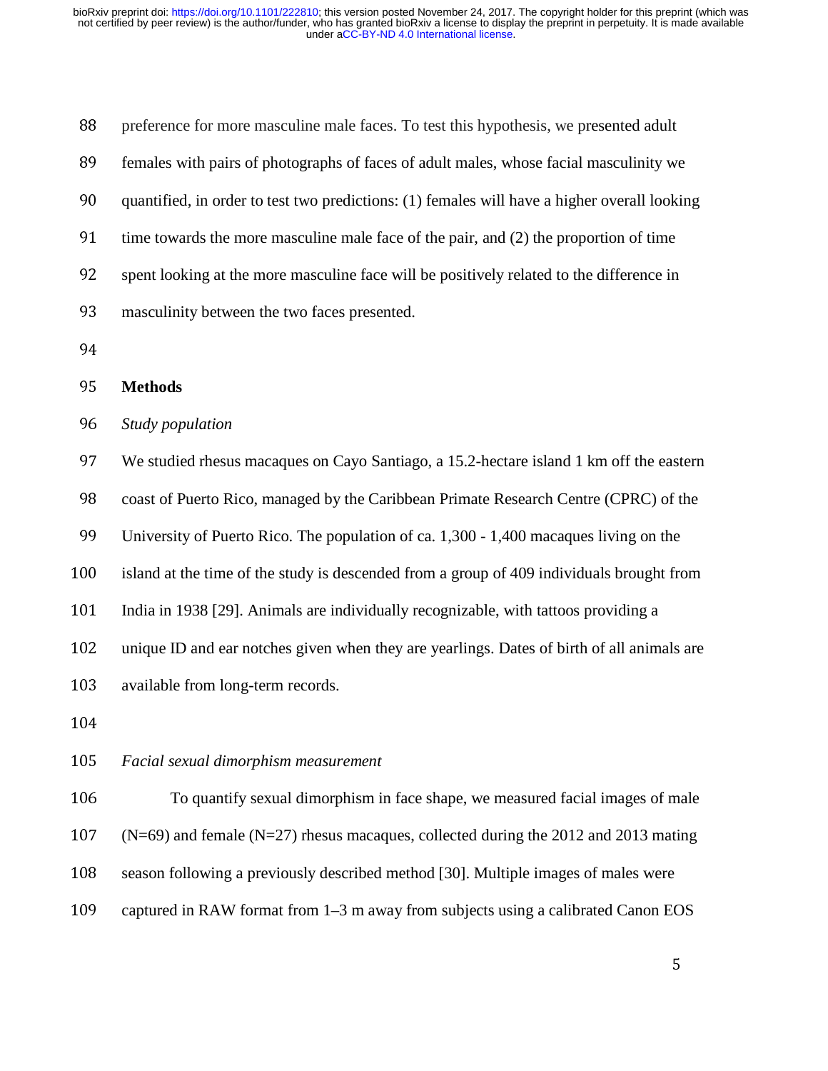preference for more masculine male faces. To test this hypothesis, we presented adult females with pairs of photographs of faces of adult males, whose facial masculinity we quantified, in order to test two predictions: (1) females will have a higher overall looking time towards the more masculine male face of the pair, and (2) the proportion of time spent looking at the more masculine face will be positively related to the difference in masculinity between the two faces presented.

## Methods

### *Study population*

We studied rhesus macaques on Cayo Santiago, a 15.2-hectare island 1 km off the eastern coast of Puerto Rico, managed by the Caribbean Primate Research Centre (CPRC) of the University of Puerto Rico. The population of ca. 1,300 - 1,400 macaques living on the island at the time of the study is descended from a group of 409 individuals brought from India in 1938 [29]. Animals are individually recognizable, with tattoos providing a unique ID and ear notches given when they are yearlings. Dates of birth of all animals are available from long-term records.

### *Facial sexual dimorphism measurement*

To quantify sexual dimorphism in face shape, we measured facial images of male (N=69) and female (N=27) rhesus macaques, collected during the 2012 and 2013 mating season following a previously described method [30]. Multiple images of males were captured in RAW format from 1–3 m away from subjects using a calibrated Canon EOS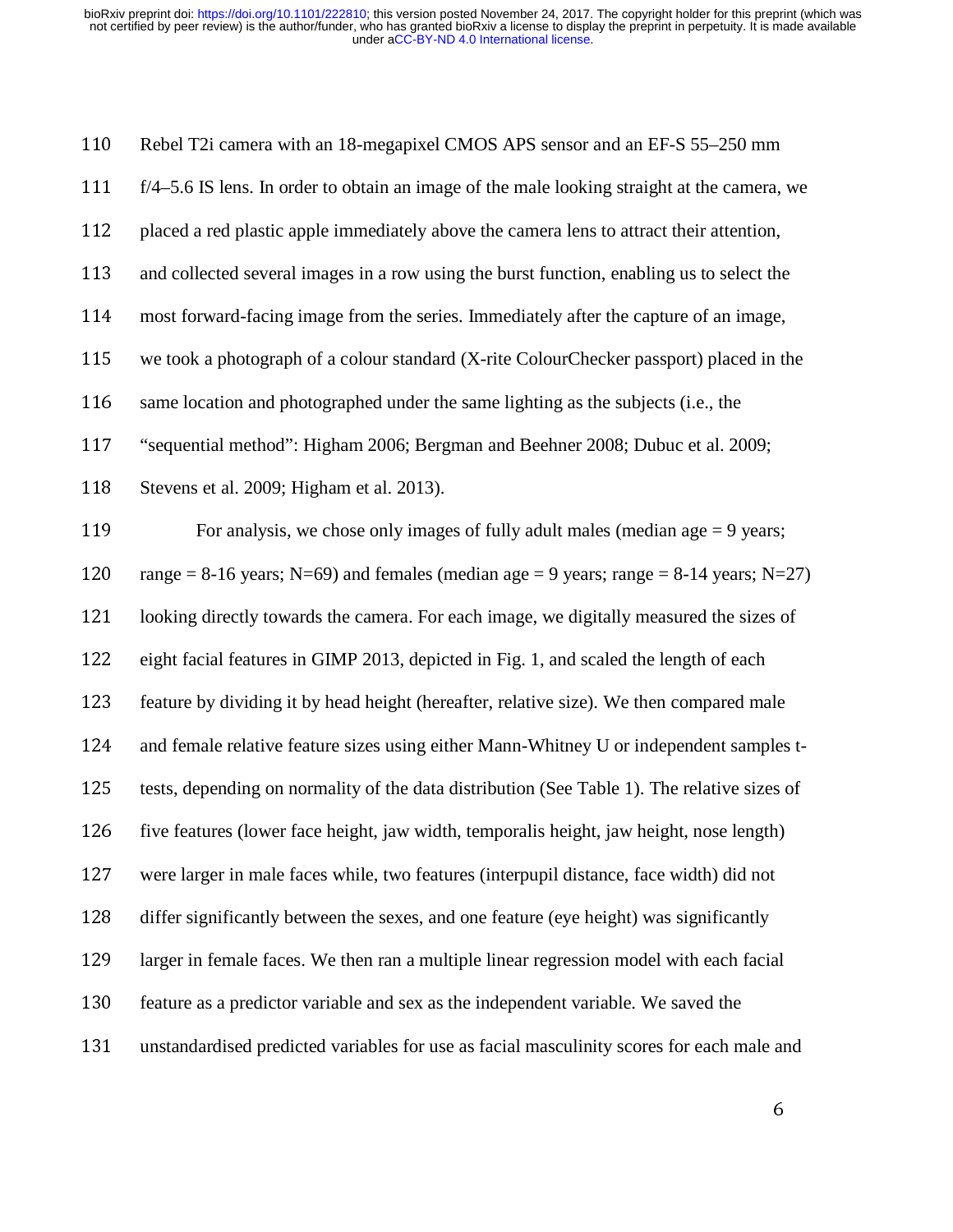Rebel T2i camera with an 18-megapixel CMOS APS sensor and an EF-S 55–250 mm f/4–5.6 IS lens. In order to obtain an image of the male looking straight at the camera, we placed a red plastic apple immediately above the camera lens to attract their attention, and collected several images in a row using the burst function, enabling us to select the most forward-facing image from the series. Immediately after the capture of an image, we took a photograph of a colour standard (X-rite ColourChecker passport) placed in the same location and photographed under the same lighting as the subjects (i.e., the "sequential method": Higham 2006; Bergman and Beehner 2008; Dubuc et al. 2009; Stevens et al. 2009; Higham et al. 2013).

For analysis, we chose only images of fully adult males (median age = 9 years; range = 8-16 years; N=69) and females (median age = 9 years; range = 8-14 years; N=27) looking directly towards the camera. For each image, we digitally measured the sizes of eight facial features in GIMP 2013, depicted in Fig. 1, and scaled the length of each feature by dividing it by head height (hereafter, relative size). We then compared male and female relative feature sizes using either Mann-Whitney U or independent samples t-tests, depending on normality of the data distribution (See Table 1). The relative sizes of five features (lower face height, jaw width, temporalis height, jaw height, nose length) were larger in male faces while, two features (interpupil distance, face width) did not differ significantly between the sexes, and one feature (eye height) was significantly larger in female faces. We then ran a multiple linear regression model with each facial feature as a predictor variable and sex as the independent variable. We saved the unstandardised predicted variables for use as facial masculinity scores for each male and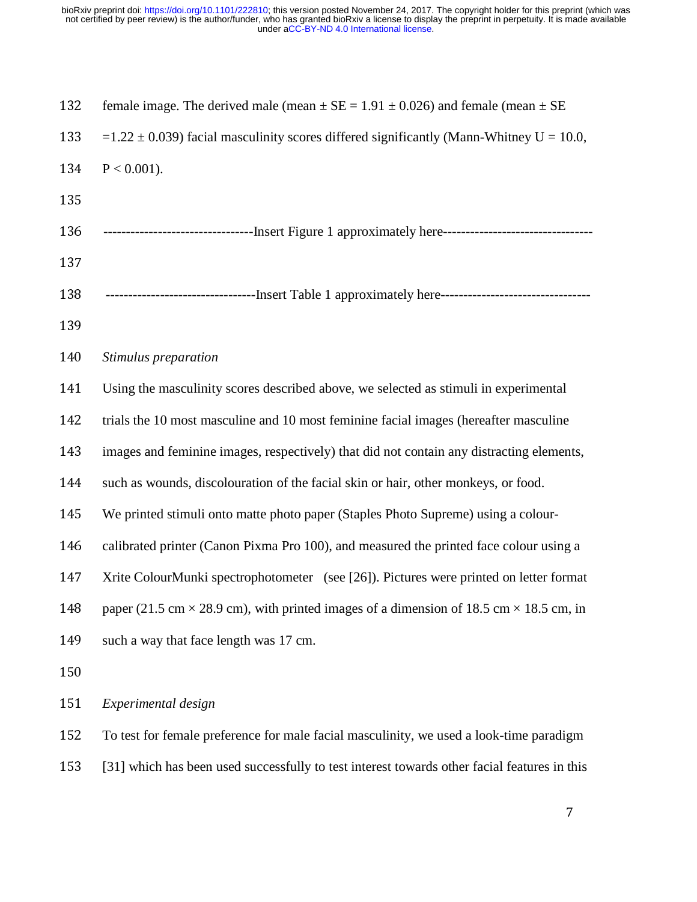female image. The derived male (mean ± SE = 1.91 ± 0.026) and female (mean ± SE =1.22 ± 0.039) facial masculinity scores differed significantly (Mann-Whitney $U = 10.0$, $P < 0.001$).

--------------------------------Insert Figure 1 approximately here--------------------------------

--------------------------------Insert Table 1 approximately here--------------------------------

*Stimulus preparation*

Using the masculinity scores described above, we selected as stimuli in experimental trials the 10 most masculine and 10 most feminine facial images (hereafter masculine images and feminine images, respectively) that did not contain any distracting elements, such as wounds, discolouration of the facial skin or hair, other monkeys, or food. We printed stimuli onto matte photo paper (Staples Photo Supreme) using a colour-calibrated printer (Canon Pixma Pro 100), and measured the printed face colour using a Xrite ColourMunki spectrophotometer (see [26]). Pictures were printed on letter format paper (21.5 cm × 28.9 cm), with printed images of a dimension of 18.5 cm × 18.5 cm, in such a way that face length was 17 cm.

*Experimental design*

To test for female preference for male facial masculinity, we used a look-time paradigm [31] which has been used successfully to test interest towards other facial features in this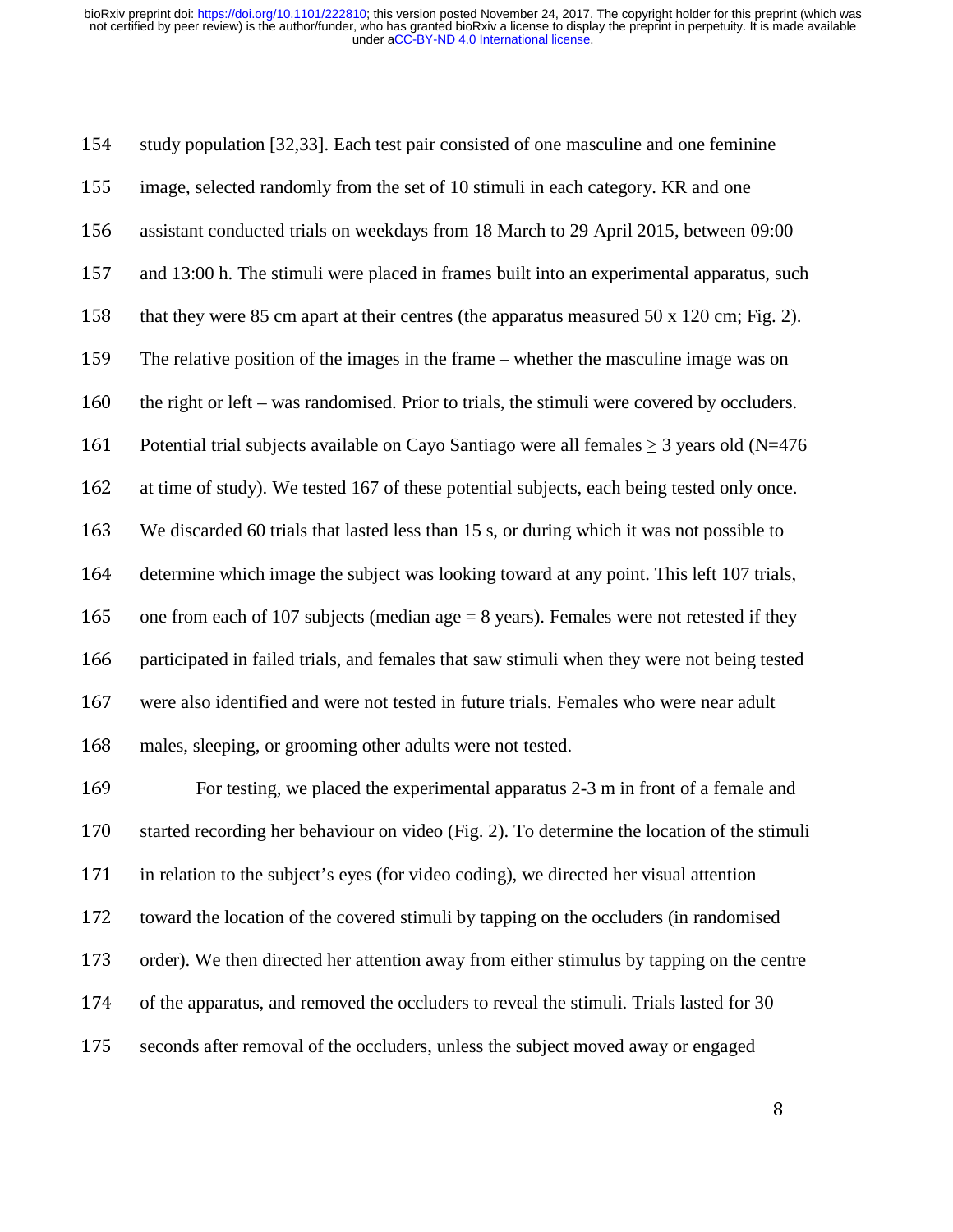study population [32,33]. Each test pair consisted of one masculine and one feminine image, selected randomly from the set of 10 stimuli in each category. KR and one assistant conducted trials on weekdays from 18 March to 29 April 2015, between 09:00 and 13:00 h. The stimuli were placed in frames built into an experimental apparatus, such that they were 85 cm apart at their centres (the apparatus measured 50 x 120 cm; Fig. 2). The relative position of the images in the frame – whether the masculine image was on the right or left – was randomised. Prior to trials, the stimuli were covered by occluders. Potential trial subjects available on Cayo Santiago were all females ≥ 3 years old (N=476 at time of study). We tested 167 of these potential subjects, each being tested only once. We discarded 60 trials that lasted less than 15 s, or during which it was not possible to determine which image the subject was looking toward at any point. This left 107 trials, one from each of 107 subjects (median age = 8 years). Females were not retested if they participated in failed trials, and females that saw stimuli when they were not being tested were also identified and were not tested in future trials. Females who were near adult males, sleeping, or grooming other adults were not tested.

For testing, we placed the experimental apparatus 2-3 m in front of a female and started recording her behaviour on video (Fig. 2). To determine the location of the stimuli in relation to the subject's eyes (for video coding), we directed her visual attention toward the location of the covered stimuli by tapping on the occluders (in randomised order). We then directed her attention away from either stimulus by tapping on the centre of the apparatus, and removed the occluders to reveal the stimuli. Trials lasted for 30 seconds after removal of the occluders, unless the subject moved away or engaged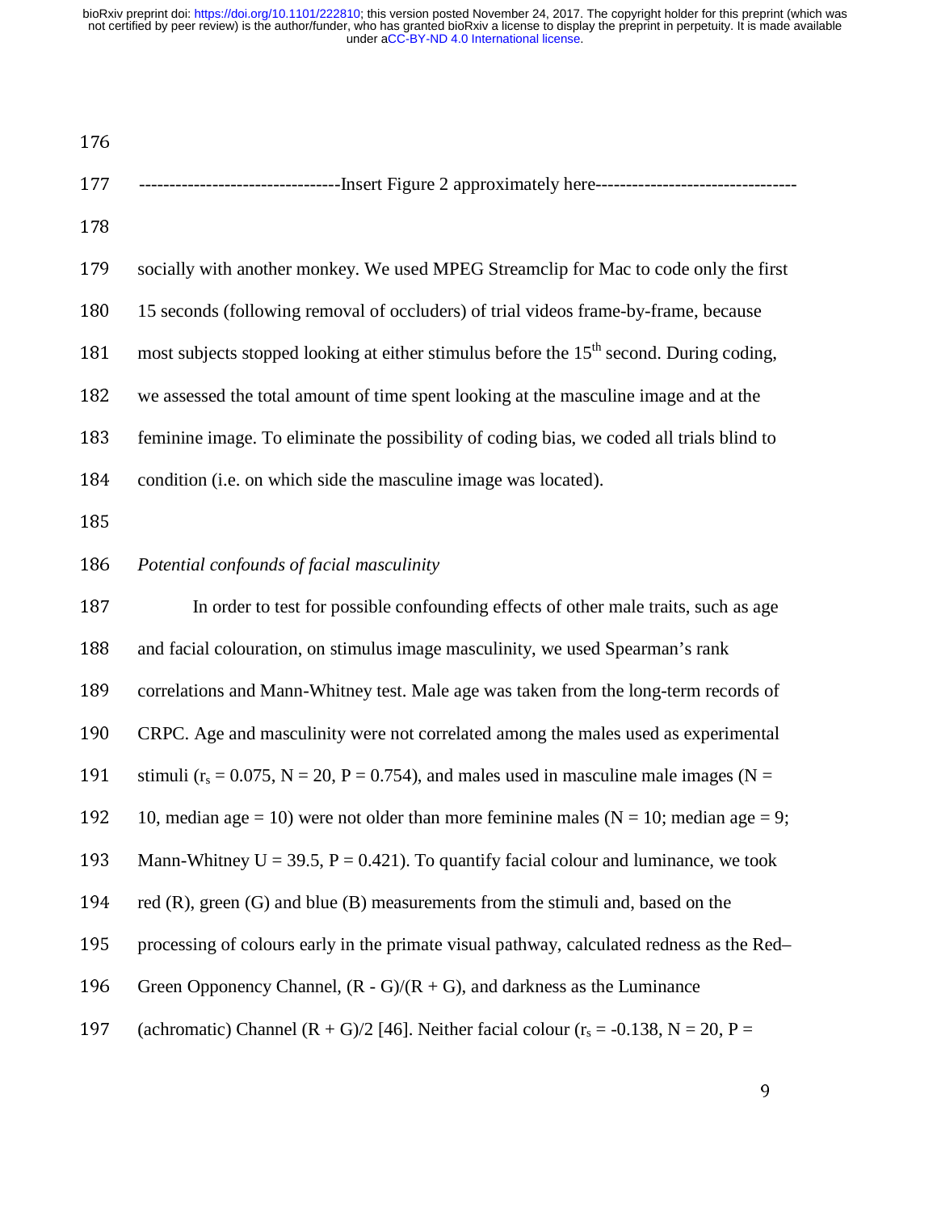--------------------------------Insert Figure 2 approximately here--------------------------------

socially with another monkey. We used MPEG Streamclip for Mac to code only the first 15 seconds (following removal of occluders) of trial videos frame-by-frame, because most subjects stopped looking at either stimulus before the 15th second. During coding, we assessed the total amount of time spent looking at the masculine image and at the feminine image. To eliminate the possibility of coding bias, we coded all trials blind to condition (i.e. on which side the masculine image was located).

*Potential confounds of facial masculinity*

In order to test for possible confounding effects of other male traits, such as age and facial colouration, on stimulus image masculinity, we used Spearman's rank correlations and Mann-Whitney test. Male age was taken from the long-term records of CRPC. Age and masculinity were not correlated among the males used as experimental stimuli ($r_s = 0.075$, $N = 20$, $P = 0.754$), and males used in masculine male images ($N = 10$, median age = 10) were not older than more feminine males ($N = 10$; median age = 9; Mann-Whitney $U = 39.5$, $P = 0.421$). To quantify facial colour and luminance, we took red (R), green (G) and blue (B) measurements from the stimuli and, based on the processing of colours early in the primate visual pathway, calculated redness as the Red–Green Opponency Channel, $(R - G)/(R + G)$, and darkness as the Luminance (achromatic) Channel $(R + G)/2$ [46]. Neither facial colour ($r_s = -0.138$, $N = 20$, $P =$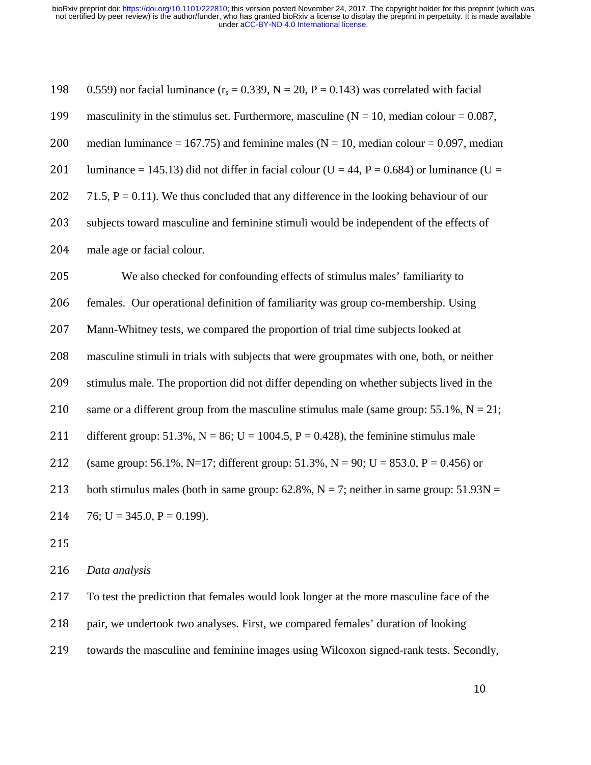0.559) nor facial luminance ($r_s = 0.339$, N = 20, P = 0.143) was correlated with facial masculinity in the stimulus set. Furthermore, masculine (N = 10, median colour = 0.087, median luminance = 167.75) and feminine males (N = 10, median colour = 0.097, median luminance = 145.13) did not differ in facial colour (U = 44, P = 0.684) or luminance (U = 71.5, P = 0.11). We thus concluded that any difference in the looking behaviour of our subjects toward masculine and feminine stimuli would be independent of the effects of male age or facial colour.

We also checked for confounding effects of stimulus males' familiarity to females. Our operational definition of familiarity was group co-membership. Using Mann-Whitney tests, we compared the proportion of trial time subjects looked at masculine stimuli in trials with subjects that were groupmates with one, both, or neither stimulus male. The proportion did not differ depending on whether subjects lived in the same or a different group from the masculine stimulus male (same group: 55.1%, N = 21; different group: 51.3%, N = 86; U = 1004.5, P = 0.428), the feminine stimulus male (same group: 56.1%, N=17; different group: 51.3%, N = 90; U = 853.0, P = 0.456) or both stimulus males (both in same group: 62.8%, N = 7; neither in same group: 51.93N = 76; U = 345.0, P = 0.199).

*Data analysis*

To test the prediction that females would look longer at the more masculine face of the pair, we undertook two analyses. First, we compared females' duration of looking towards the masculine and feminine images using Wilcoxon signed-rank tests. Secondly,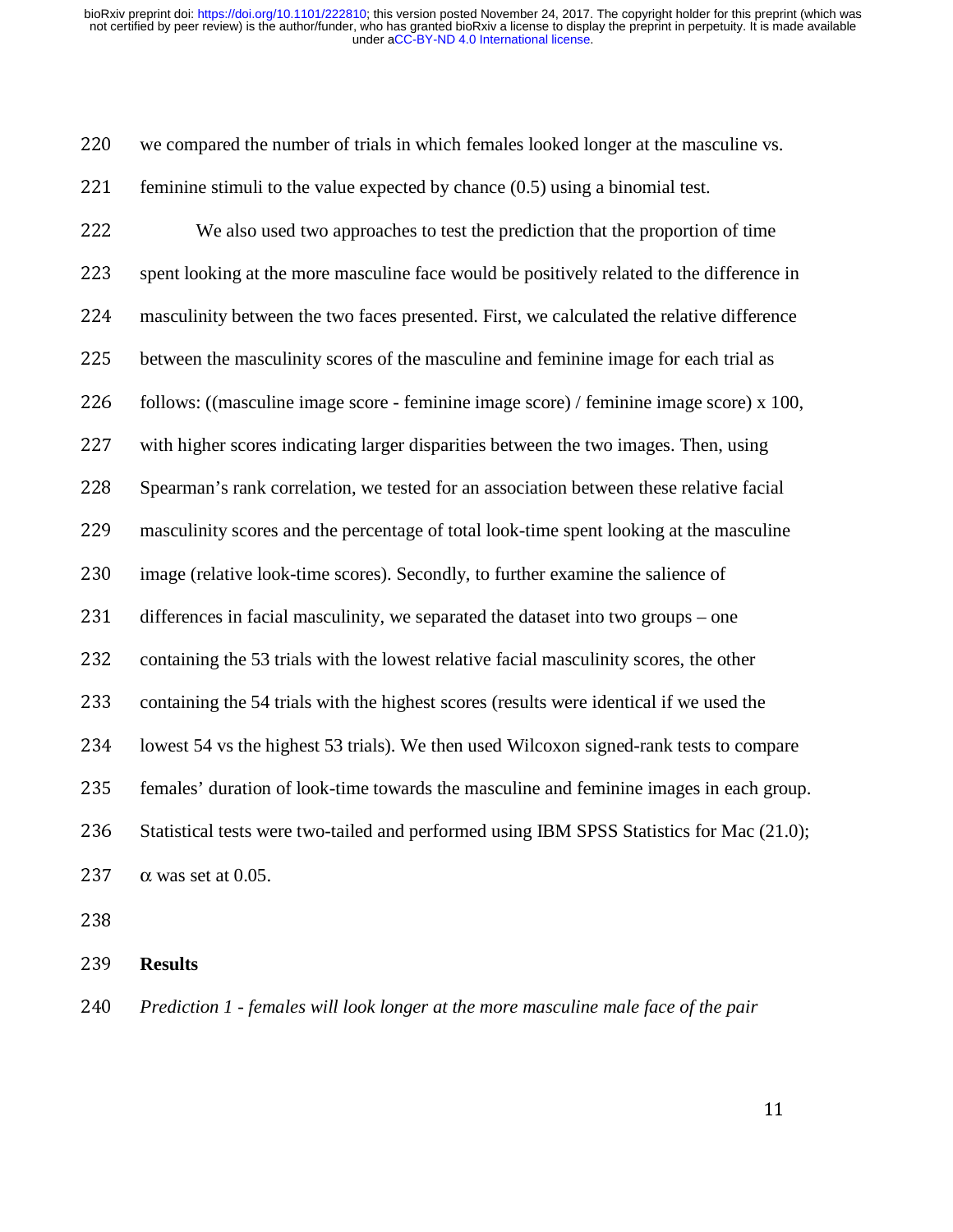we compared the number of trials in which females looked longer at the masculine vs. feminine stimuli to the value expected by chance (0.5) using a binomial test.

We also used two approaches to test the prediction that the proportion of time spent looking at the more masculine face would be positively related to the difference in masculinity between the two faces presented. First, we calculated the relative difference between the masculinity scores of the masculine and feminine image for each trial as follows: ((masculine image score - feminine image score) / feminine image score) x 100, with higher scores indicating larger disparities between the two images. Then, using Spearman's rank correlation, we tested for an association between these relative facial masculinity scores and the percentage of total look-time spent looking at the masculine image (relative look-time scores). Secondly, to further examine the salience of differences in facial masculinity, we separated the dataset into two groups – one containing the 53 trials with the lowest relative facial masculinity scores, the other containing the 54 trials with the highest scores (results were identical if we used the lowest 54 vs the highest 53 trials). We then used Wilcoxon signed-rank tests to compare females' duration of look-time towards the masculine and feminine images in each group. Statistical tests were two-tailed and performed using IBM SPSS Statistics for Mac (21.0); $\alpha$ was set at 0.05.

## Results

*Prediction 1 - females will look longer at the more masculine male face of the pair*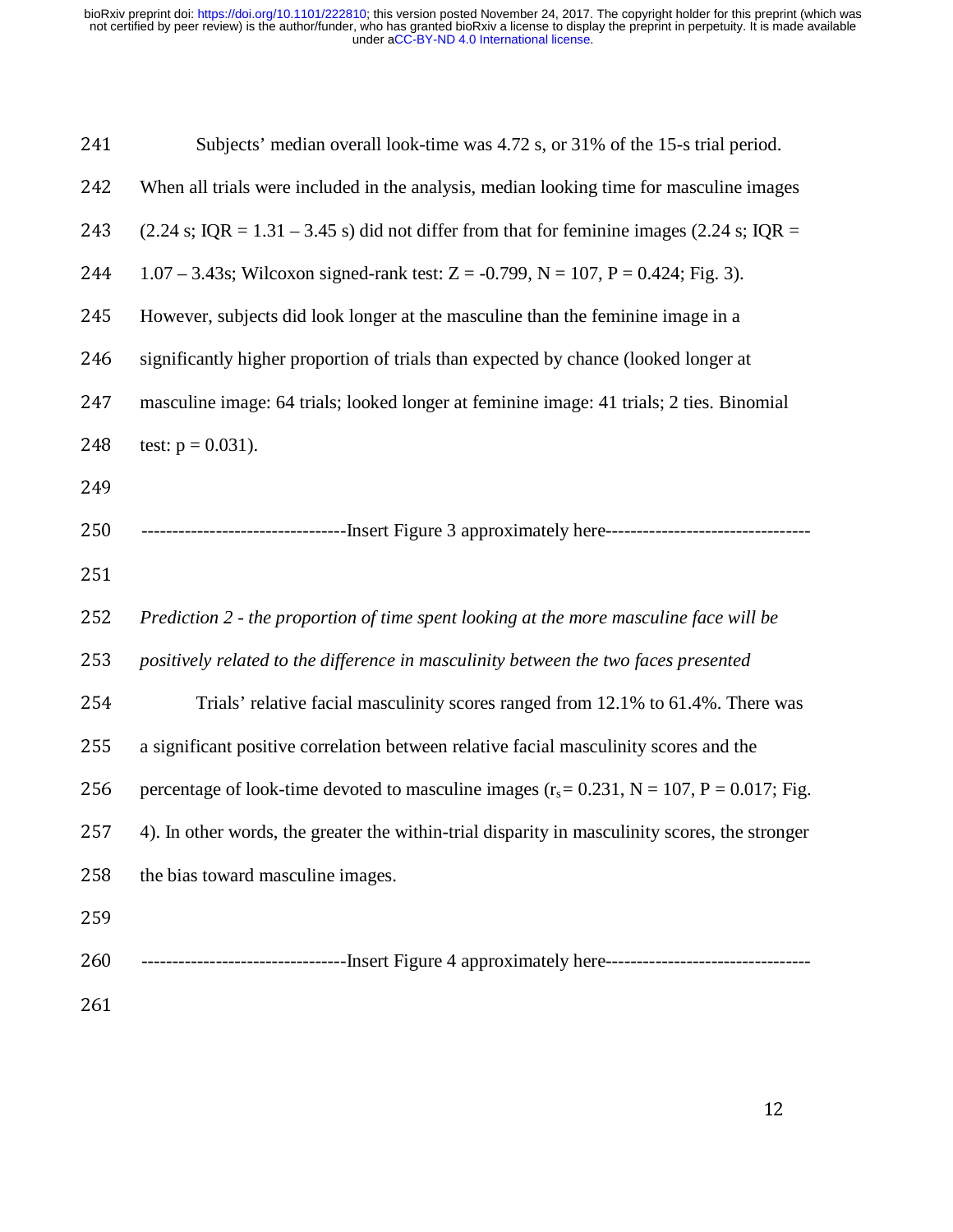Subjects' median overall look-time was 4.72 s, or 31% of the 15-s trial period. When all trials were included in the analysis, median looking time for masculine images (2.24 s; IQR = 1.31 – 3.45 s) did not differ from that for feminine images (2.24 s; IQR = 1.07 – 3.43s; Wilcoxon signed-rank test: Z = -0.799, N = 107, P = 0.424; Fig. 3). However, subjects did look longer at the masculine than the feminine image in a significantly higher proportion of trials than expected by chance (looked longer at masculine image: 64 trials; looked longer at feminine image: 41 trials; 2 ties. Binomial test: p = 0.031).

--------------------------------Insert Figure 3 approximately here--------------------------------

*Prediction 2 - the proportion of time spent looking at the more masculine face will be positively related to the difference in masculinity between the two faces presented*

Trials' relative facial masculinity scores ranged from 12.1% to 61.4%. There was a significant positive correlation between relative facial masculinity scores and the percentage of look-time devoted to masculine images ($r_s$ = 0.231, N = 107, P = 0.017; Fig. 4). In other words, the greater the within-trial disparity in masculinity scores, the stronger the bias toward masculine images.

--------------------------------Insert Figure 4 approximately here--------------------------------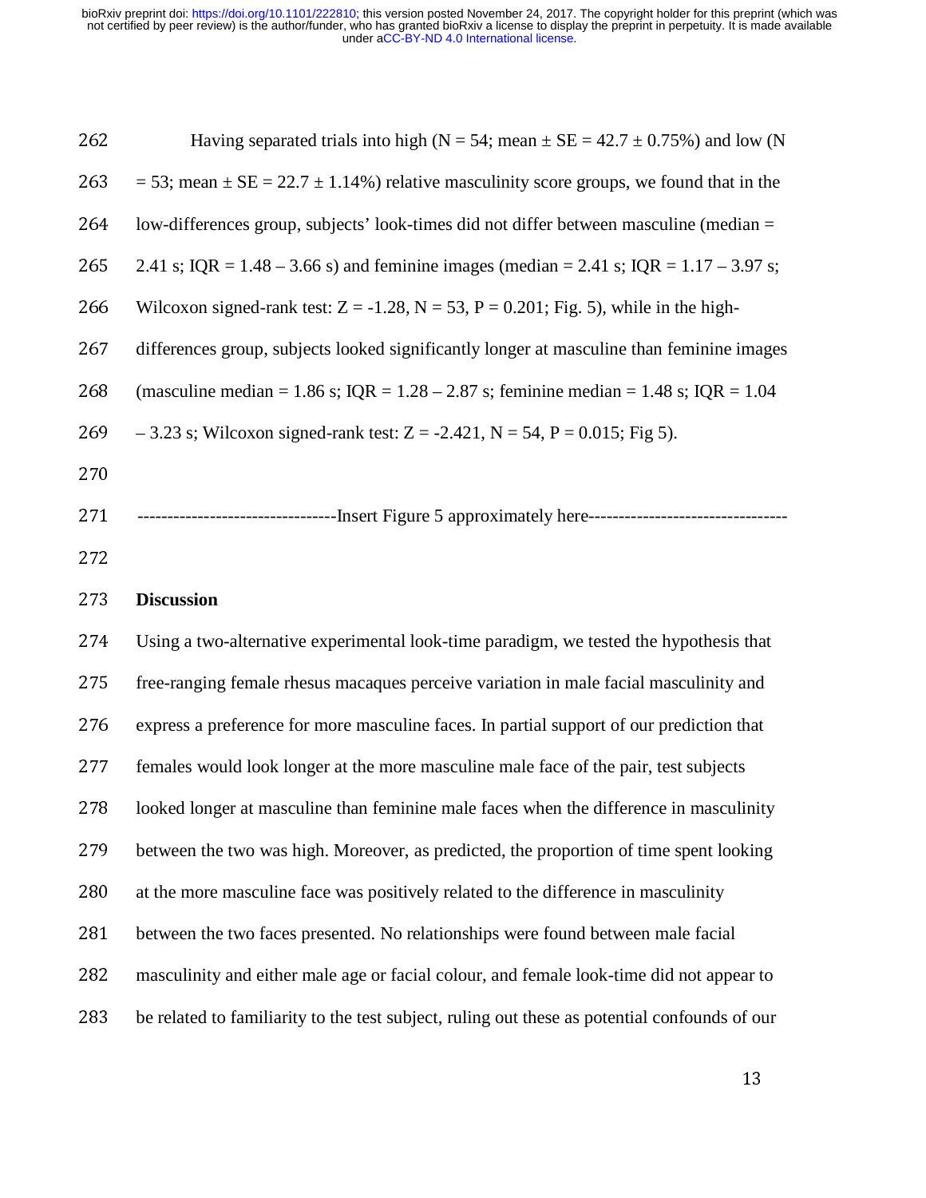Having separated trials into high ($N = 54$; mean ± SE = 42.7 ± 0.75%) and low ($N = 53$; mean ± SE = 22.7 ± 1.14%) relative masculinity score groups, we found that in the low-differences group, subjects' look-times did not differ between masculine (median = 2.41 s; IQR = 1.48 – 3.66 s) and feminine images (median = 2.41 s; IQR = 1.17 – 3.97 s; Wilcoxon signed-rank test: $Z = -1.28$, $N = 53$, $P = 0.201$; Fig. 5), while in the high-differences group, subjects looked significantly longer at masculine than feminine images (masculine median = 1.86 s; IQR = 1.28 – 2.87 s; feminine median = 1.48 s; IQR = 1.04 – 3.23 s; Wilcoxon signed-rank test: $Z = -2.421$, $N = 54$, $P = 0.015$; Fig 5).

--------------------------------Insert Figure 5 approximately here--------------------------------

## Discussion

Using a two-alternative experimental look-time paradigm, we tested the hypothesis that free-ranging female rhesus macaques perceive variation in male facial masculinity and express a preference for more masculine faces. In partial support of our prediction that females would look longer at the more masculine male face of the pair, test subjects looked longer at masculine than feminine male faces when the difference in masculinity between the two was high. Moreover, as predicted, the proportion of time spent looking at the more masculine face was positively related to the difference in masculinity between the two faces presented. No relationships were found between male facial masculinity and either male age or facial colour, and female look-time did not appear to be related to familiarity to the test subject, ruling out these as potential confounds of our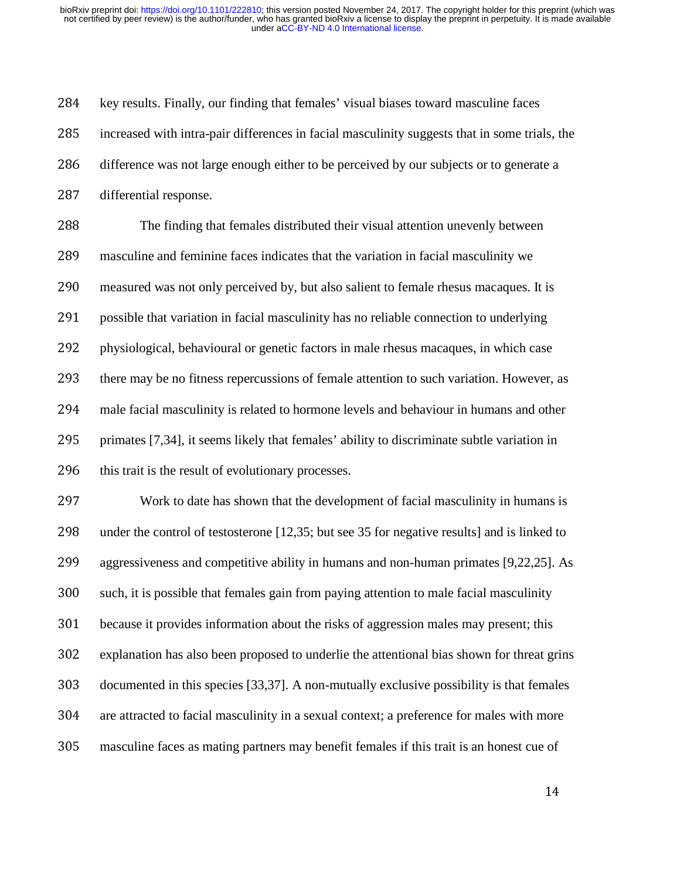key results. Finally, our finding that females' visual biases toward masculine faces increased with intra-pair differences in facial masculinity suggests that in some trials, the difference was not large enough either to be perceived by our subjects or to generate a differential response.

The finding that females distributed their visual attention unevenly between masculine and feminine faces indicates that the variation in facial masculinity we measured was not only perceived by, but also salient to female rhesus macaques. It is possible that variation in facial masculinity has no reliable connection to underlying physiological, behavioural or genetic factors in male rhesus macaques, in which case there may be no fitness repercussions of female attention to such variation. However, as male facial masculinity is related to hormone levels and behaviour in humans and other primates [7,34], it seems likely that females' ability to discriminate subtle variation in this trait is the result of evolutionary processes.

Work to date has shown that the development of facial masculinity in humans is under the control of testosterone [12,35; but see 35 for negative results] and is linked to aggressiveness and competitive ability in humans and non-human primates [9,22,25]. As such, it is possible that females gain from paying attention to male facial masculinity because it provides information about the risks of aggression males may present; this explanation has also been proposed to underlie the attentional bias shown for threat grins documented in this species [33,37]. A non-mutually exclusive possibility is that females are attracted to facial masculinity in a sexual context; a preference for males with more masculine faces as mating partners may benefit females if this trait is an honest cue of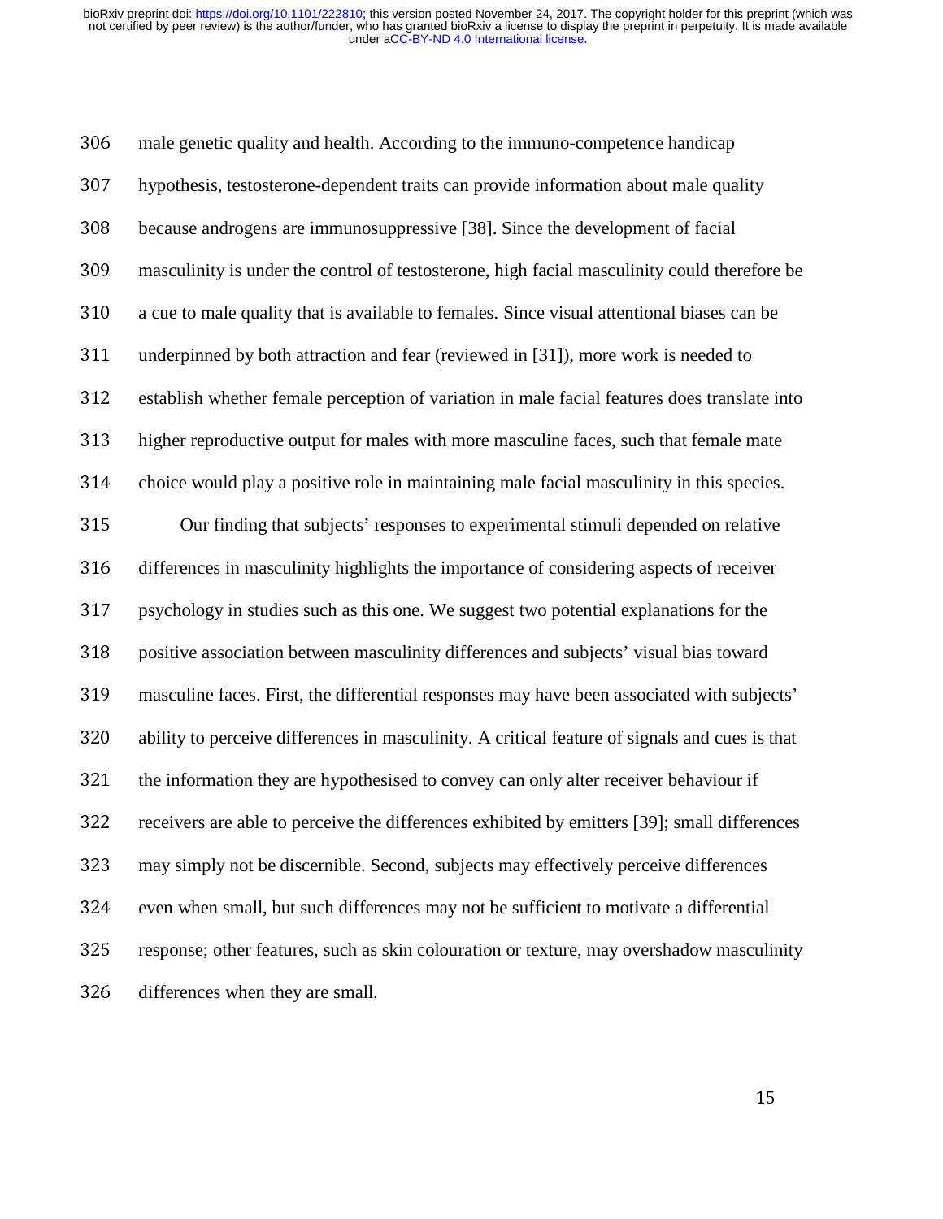male genetic quality and health. According to the immuno-competence handicap hypothesis, testosterone-dependent traits can provide information about male quality because androgens are immunosuppressive [38]. Since the development of facial masculinity is under the control of testosterone, high facial masculinity could therefore be a cue to male quality that is available to females. Since visual attentional biases can be underpinned by both attraction and fear (reviewed in [31]), more work is needed to establish whether female perception of variation in male facial features does translate into higher reproductive output for males with more masculine faces, such that female mate choice would play a positive role in maintaining male facial masculinity in this species.

Our finding that subjects' responses to experimental stimuli depended on relative differences in masculinity highlights the importance of considering aspects of receiver psychology in studies such as this one. We suggest two potential explanations for the positive association between masculinity differences and subjects' visual bias toward masculine faces. First, the differential responses may have been associated with subjects' ability to perceive differences in masculinity. A critical feature of signals and cues is that the information they are hypothesised to convey can only alter receiver behaviour if receivers are able to perceive the differences exhibited by emitters [39]; small differences may simply not be discernible. Second, subjects may effectively perceive differences even when small, but such differences may not be sufficient to motivate a differential response; other features, such as skin colouration or texture, may overshadow masculinity differences when they are small.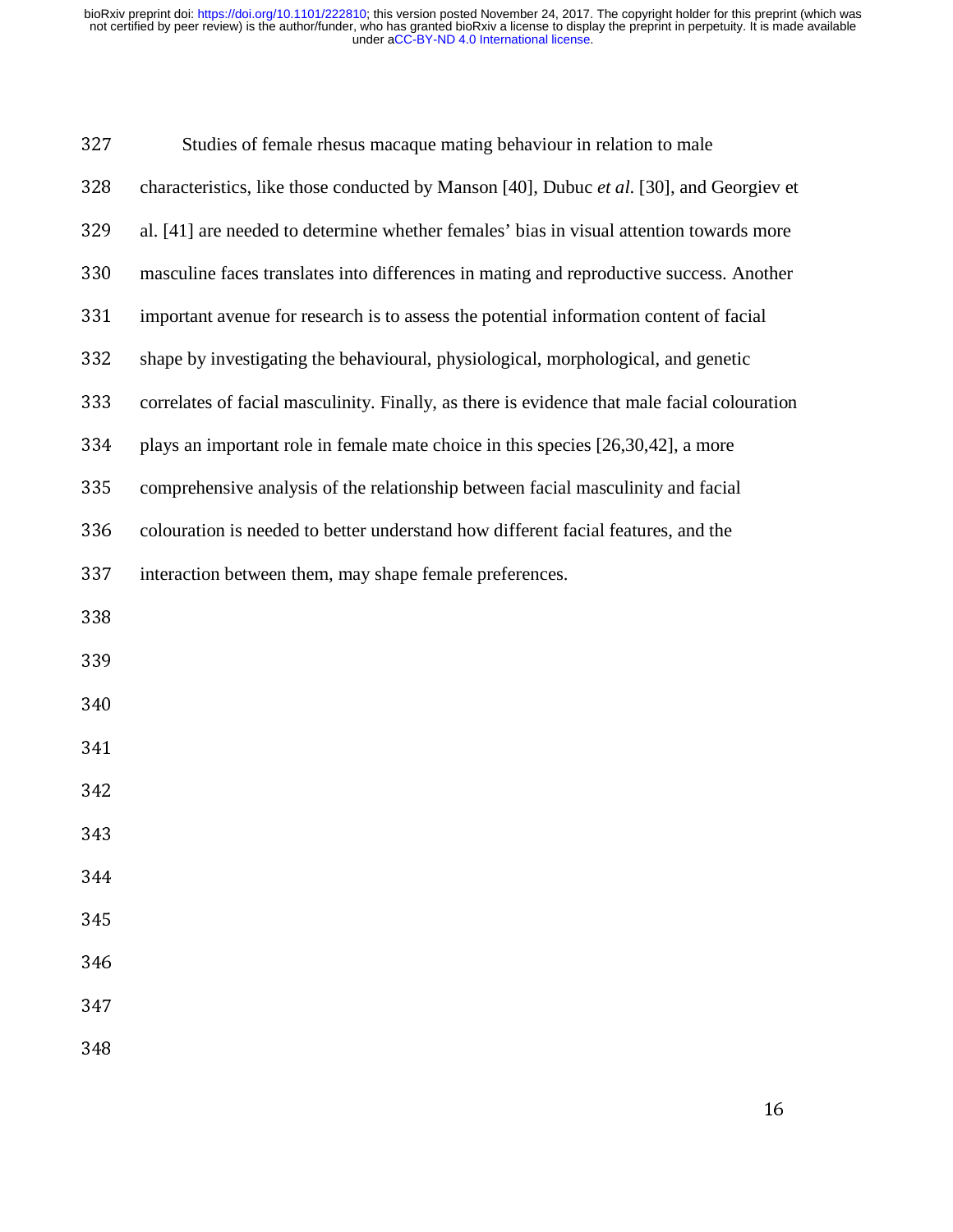Studies of female rhesus macaque mating behaviour in relation to male characteristics, like those conducted by Manson [40], Dubuc *et al.* [30], and Georgiev et al. [41] are needed to determine whether females' bias in visual attention towards more masculine faces translates into differences in mating and reproductive success. Another important avenue for research is to assess the potential information content of facial shape by investigating the behavioural, physiological, morphological, and genetic correlates of facial masculinity. Finally, as there is evidence that male facial colouration plays an important role in female mate choice in this species [26,30,42], a more comprehensive analysis of the relationship between facial masculinity and facial colouration is needed to better understand how different facial features, and the interaction between them, may shape female preferences.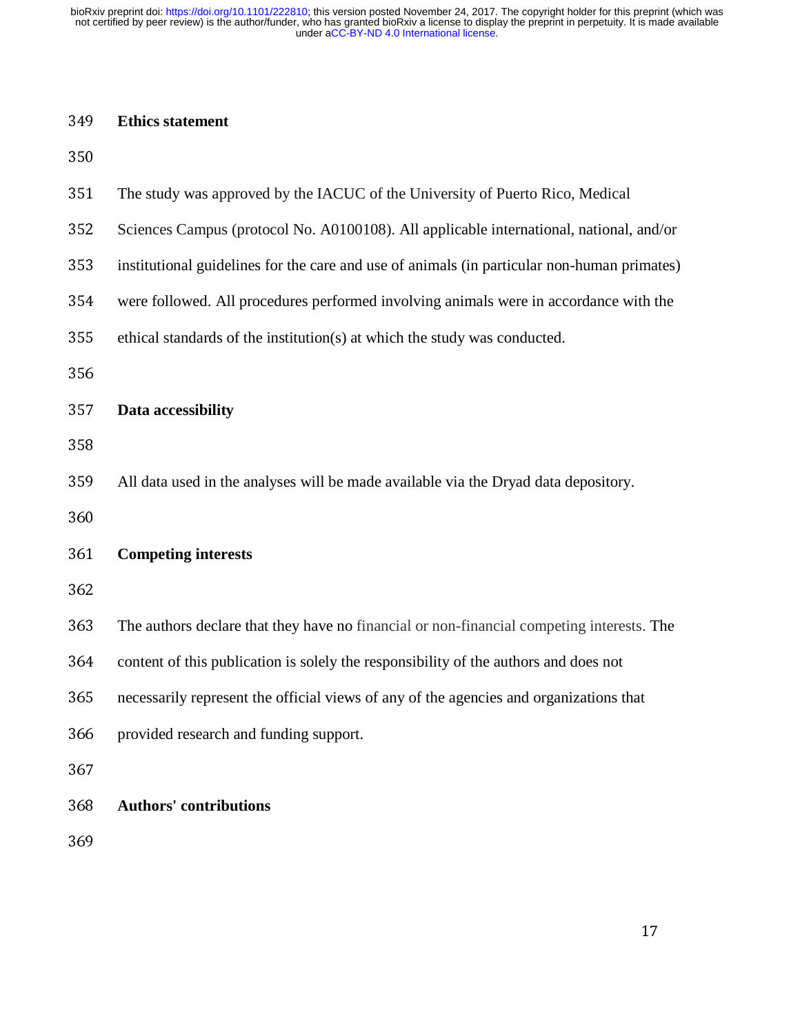## Ethics statement

The study was approved by the IACUC of the University of Puerto Rico, Medical Sciences Campus (protocol No. A0100108). All applicable international, national, and/or institutional guidelines for the care and use of animals (in particular non-human primates) were followed. All procedures performed involving animals were in accordance with the ethical standards of the institution(s) at which the study was conducted.

## Data accessibility

All data used in the analyses will be made available via the Dryad data depository.

## Competing interests

The authors declare that they have no financial or non-financial competing interests. The content of this publication is solely the responsibility of the authors and does not necessarily represent the official views of any of the agencies and organizations that provided research and funding support.

## Authors' contributions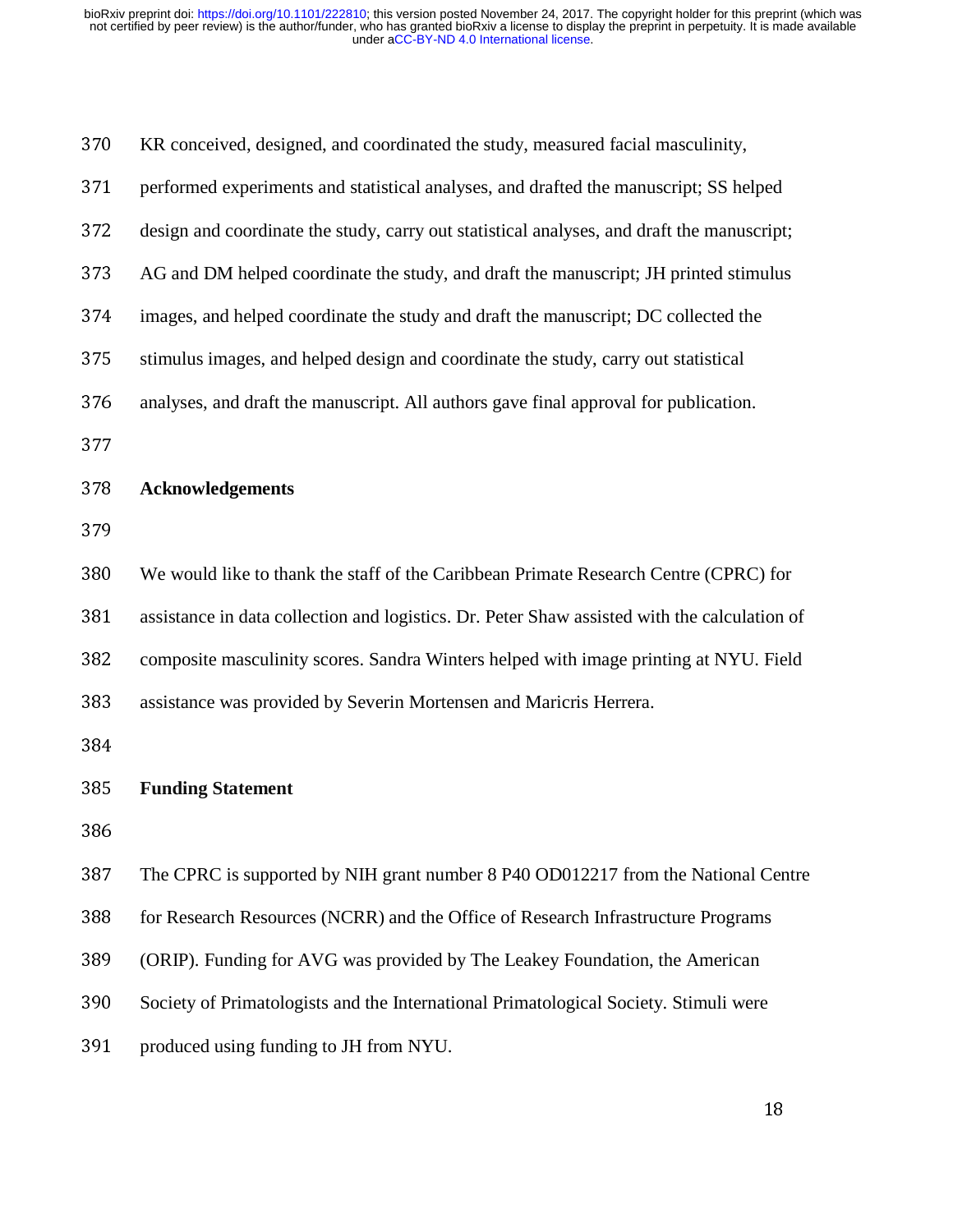KR conceived, designed, and coordinated the study, measured facial masculinity, performed experiments and statistical analyses, and drafted the manuscript; SS helped design and coordinate the study, carry out statistical analyses, and draft the manuscript; AG and DM helped coordinate the study, and draft the manuscript; JH printed stimulus images, and helped coordinate the study and draft the manuscript; DC collected the stimulus images, and helped design and coordinate the study, carry out statistical analyses, and draft the manuscript. All authors gave final approval for publication.

## Acknowledgements

We would like to thank the staff of the Caribbean Primate Research Centre (CPRC) for assistance in data collection and logistics. Dr. Peter Shaw assisted with the calculation of composite masculinity scores. Sandra Winters helped with image printing at NYU. Field assistance was provided by Severin Mortensen and Maricris Herrera.

## Funding Statement

The CPRC is supported by NIH grant number 8 P40 OD012217 from the National Centre for Research Resources (NCRR) and the Office of Research Infrastructure Programs (ORIP). Funding for AVG was provided by The Leakey Foundation, the American Society of Primatologists and the International Primatological Society. Stimuli were produced using funding to JH from NYU.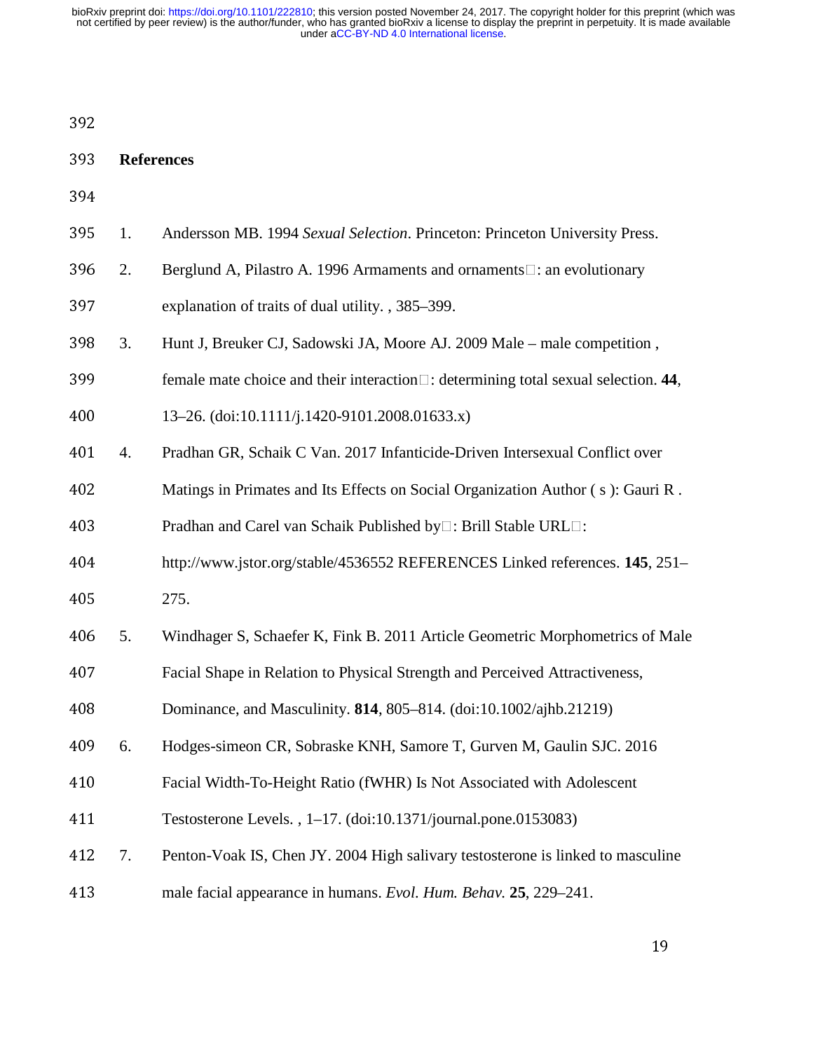## References

1. Andersson MB. 1994 *Sexual Selection*. Princeton: Princeton University Press.
2. Berglund A, Pilastro A. 1996 Armaments and ornaments□: an evolutionary explanation of traits of dual utility. , 385–399.
3. Hunt J, Breuker CJ, Sadowski JA, Moore AJ. 2009 Male – male competition , female mate choice and their interaction□: determining total sexual selection. **44**, 13–26. (doi:10.1111/j.1420-9101.2008.01633.x)
4. Pradhan GR, Schaik C Van. 2017 Infanticide-Driven Intersexual Conflict over Matings in Primates and Its Effects on Social Organization Author ( s ): Gauri R . Pradhan and Carel van Schaik Published by□: Brill Stable URL□: http://www.jstor.org/stable/4536552 REFERENCES Linked references. **145**, 251–275.
5. Windhager S, Schaefer K, Fink B. 2011 Article Geometric Morphometrics of Male Facial Shape in Relation to Physical Strength and Perceived Attractiveness, Dominance, and Masculinity. **814**, 805–814. (doi:10.1002/ajhb.21219)
6. Hodges-simeon CR, Sobraske KNH, Samore T, Gurven M, Gaulin SJC. 2016 Facial Width-To-Height Ratio (fWHR) Is Not Associated with Adolescent Testosterone Levels. , 1–17. (doi:10.1371/journal.pone.0153083)
7. Penton-Voak IS, Chen JY. 2004 High salivary testosterone is linked to masculine male facial appearance in humans. *Evol. Hum. Behav.* **25**, 229–241.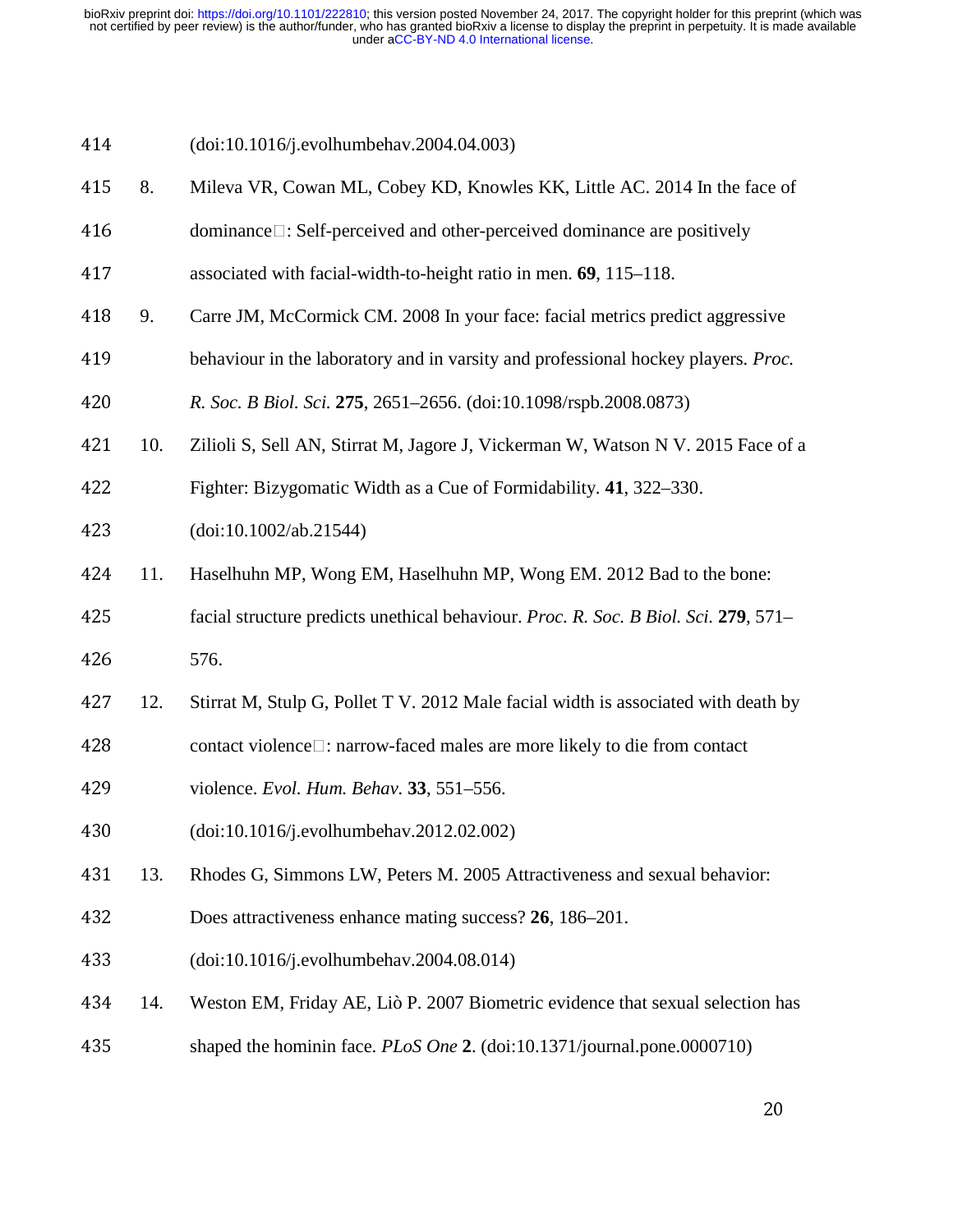(doi:10.1016/j.evolhumbehav.2004.04.003)

8. Mileva VR, Cowan ML, Cobey KD, Knowles KK, Little AC. 2014 In the face of dominance□: Self-perceived and other-perceived dominance are positively associated with facial-width-to-height ratio in men. **69**, 115–118.

9. Carre JM, McCormick CM. 2008 In your face: facial metrics predict aggressive behaviour in the laboratory and in varsity and professional hockey players. *Proc. R. Soc. B Biol. Sci.* **275**, 2651–2656. (doi:10.1098/rspb.2008.0873)

10. Zilioli S, Sell AN, Stirrat M, Jagore J, Vickerman W, Watson N V. 2015 Face of a Fighter: Bizygomatic Width as a Cue of Formidability. **41**, 322–330. (doi:10.1002/ab.21544)

11. Haselhuhn MP, Wong EM, Haselhuhn MP, Wong EM. 2012 Bad to the bone: facial structure predicts unethical behaviour. *Proc. R. Soc. B Biol. Sci.* **279**, 571–576.

12. Stirrat M, Stulp G, Pollet T V. 2012 Male facial width is associated with death by contact violence□: narrow-faced males are more likely to die from contact violence. *Evol. Hum. Behav.* **33**, 551–556. (doi:10.1016/j.evolhumbehav.2012.02.002)

13. Rhodes G, Simmons LW, Peters M. 2005 Attractiveness and sexual behavior: Does attractiveness enhance mating success? **26**, 186–201. (doi:10.1016/j.evolhumbehav.2004.08.014)

14. Weston EM, Friday AE, Liò P. 2007 Biometric evidence that sexual selection has shaped the hominin face. *PLoS One* **2**. (doi:10.1371/journal.pone.0000710)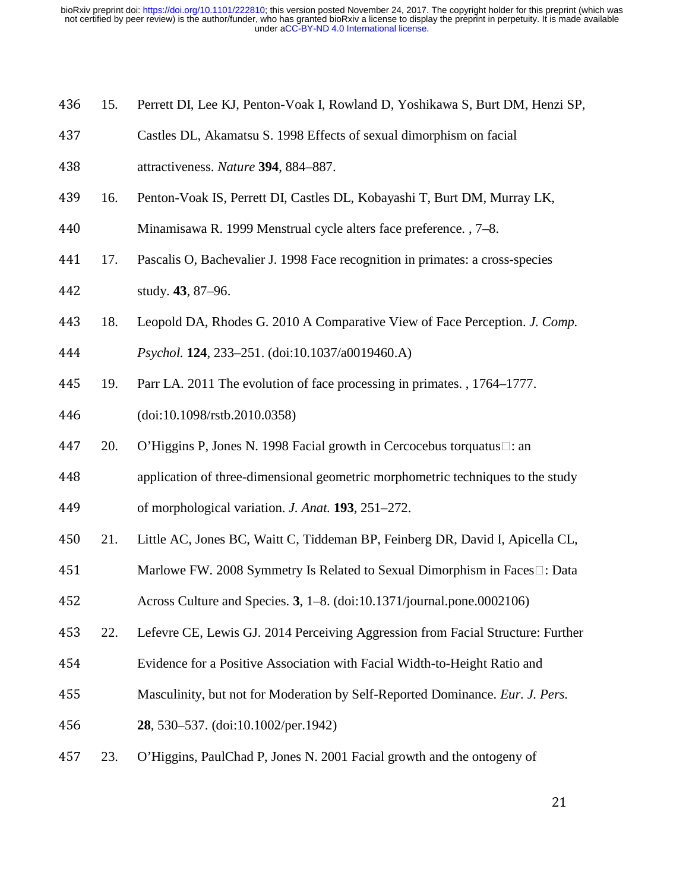15. Perrett DI, Lee KJ, Penton-Voak I, Rowland D, Yoshikawa S, Burt DM, Henzi SP, Castles DL, Akamatsu S. 1998 Effects of sexual dimorphism on facial attractiveness. *Nature* **394**, 884–887.
16. Penton-Voak IS, Perrett DI, Castles DL, Kobayashi T, Burt DM, Murray LK, Minamisawa R. 1999 Menstrual cycle alters face preference. , 7–8.
17. Pascalis O, Bachevalier J. 1998 Face recognition in primates: a cross-species study. **43**, 87–96.
18. Leopold DA, Rhodes G. 2010 A Comparative View of Face Perception. *J. Comp. Psychol.* **124**, 233–251. (doi:10.1037/a0019460.A)
19. Parr LA. 2011 The evolution of face processing in primates. , 1764–1777. (doi:10.1098/rstb.2010.0358)
20. O'Higgins P, Jones N. 1998 Facial growth in Cercocebus torquatus□: an application of three-dimensional geometric morphometric techniques to the study of morphological variation. *J. Anat.* **193**, 251–272.
21. Little AC, Jones BC, Waitt C, Tiddeman BP, Feinberg DR, David I, Apicella CL, Marlowe FW. 2008 Symmetry Is Related to Sexual Dimorphism in Faces□: Data Across Culture and Species. **3**, 1–8. (doi:10.1371/journal.pone.0002106)
22. Lefevre CE, Lewis GJ. 2014 Perceiving Aggression from Facial Structure: Further Evidence for a Positive Association with Facial Width-to-Height Ratio and Masculinity, but not for Moderation by Self-Reported Dominance. *Eur. J. Pers.* **28**, 530–537. (doi:10.1002/per.1942)
23. O'Higgins, PaulChad P, Jones N. 2001 Facial growth and the ontogeny of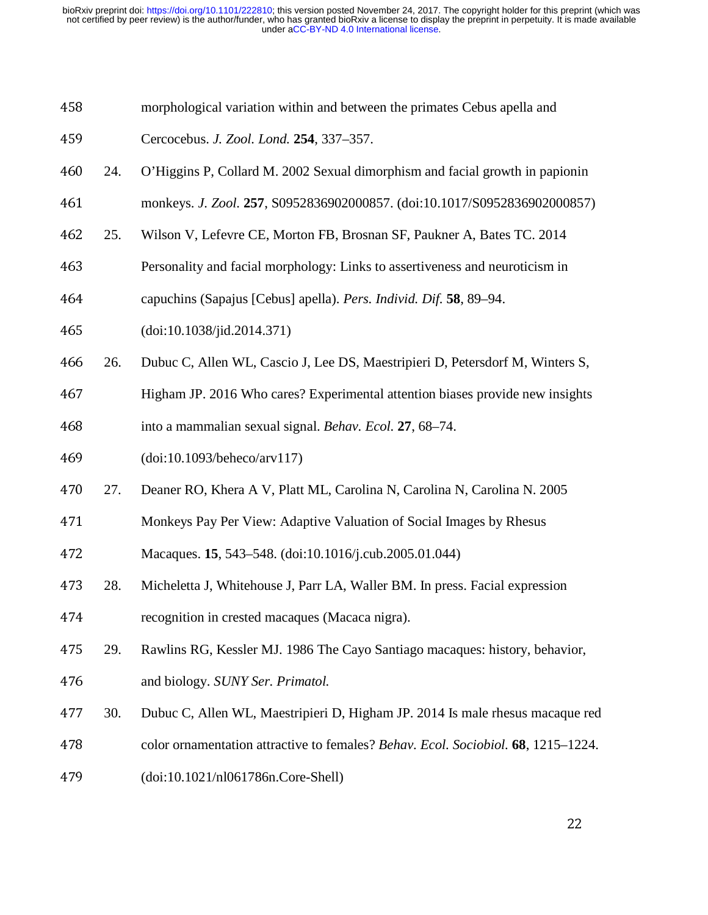morphological variation within and between the primates Cebus apella and Cercocebus. *J. Zool. Lond.* **254**, 337–357.

24. O'Higgins P, Collard M. 2002 Sexual dimorphism and facial growth in papionin monkeys. *J. Zool.* **257**, S0952836902000857. (doi:10.1017/S0952836902000857)

25. Wilson V, Lefevre CE, Morton FB, Brosnan SF, Paukner A, Bates TC. 2014 Personality and facial morphology: Links to assertiveness and neuroticism in capuchins (Sapajus [Cebus] apella). *Pers. Individ. Dif.* **58**, 89–94. (doi:10.1038/jid.2014.371)

26. Dubuc C, Allen WL, Cascio J, Lee DS, Maestripieri D, Petersdorf M, Winters S, Higham JP. 2016 Who cares? Experimental attention biases provide new insights into a mammalian sexual signal. *Behav. Ecol.* **27**, 68–74. (doi:10.1093/beheco/arv117)

27. Deaner RO, Khera A V, Platt ML, Carolina N, Carolina N, Carolina N. 2005 Monkeys Pay Per View: Adaptive Valuation of Social Images by Rhesus Macaques. **15**, 543–548. (doi:10.1016/j.cub.2005.01.044)

28. Micheletta J, Whitehouse J, Parr LA, Waller BM. In press. Facial expression recognition in crested macaques (Macaca nigra).

29. Rawlins RG, Kessler MJ. 1986 The Cayo Santiago macaques: history, behavior, and biology. *SUNY Ser. Primatol.*

30. Dubuc C, Allen WL, Maestripieri D, Higham JP. 2014 Is male rhesus macaque red color ornamentation attractive to females? *Behav. Ecol. Sociobiol.* **68**, 1215–1224. (doi:10.1021/nl061786n.Core-Shell)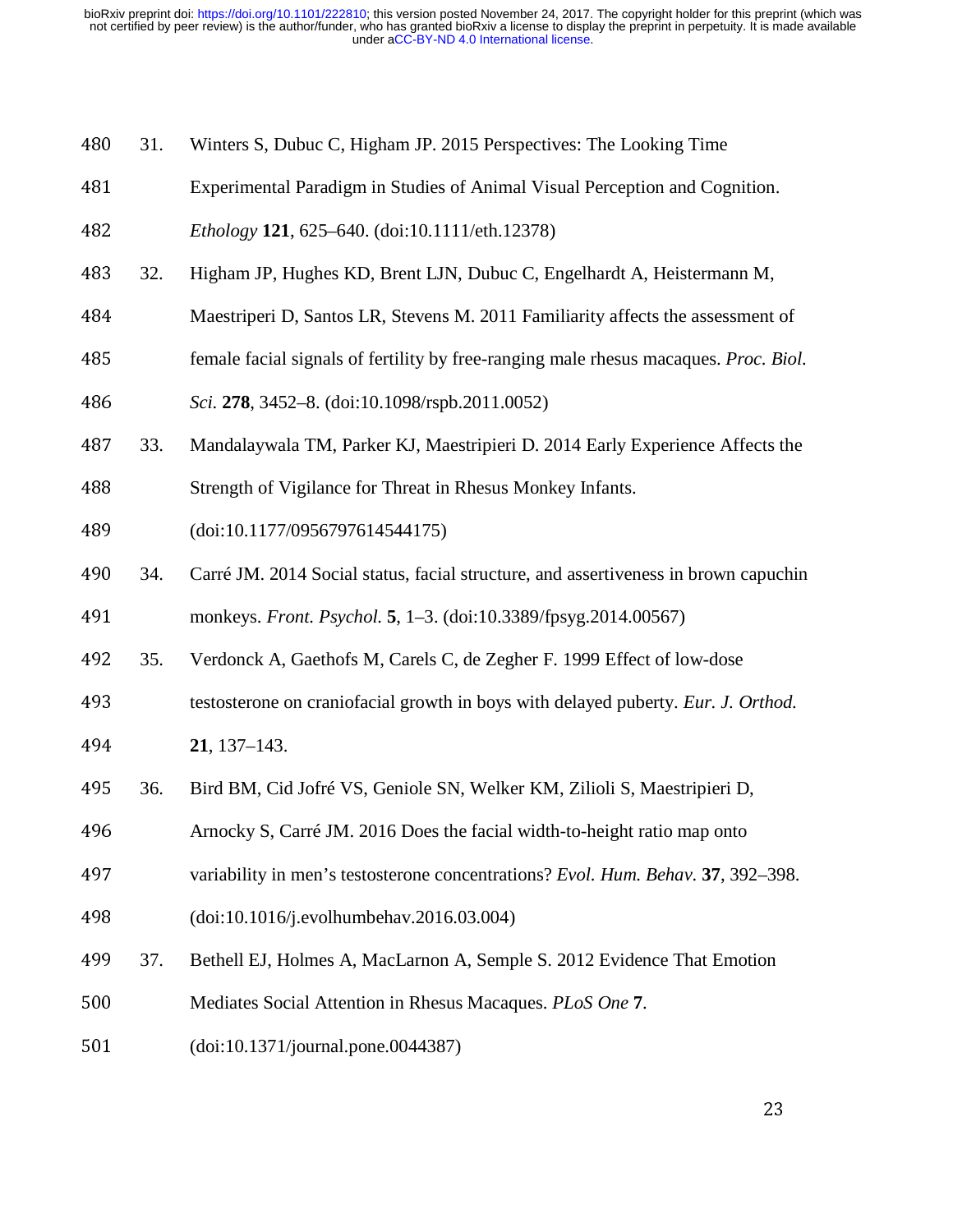31. Winters S, Dubuc C, Higham JP. 2015 Perspectives: The Looking Time Experimental Paradigm in Studies of Animal Visual Perception and Cognition. *Ethology* **121**, 625–640. (doi:10.1111/eth.12378)

32. Higham JP, Hughes KD, Brent LJN, Dubuc C, Engelhardt A, Heistermann M, Maestripieri D, Santos LR, Stevens M. 2011 Familiarity affects the assessment of female facial signals of fertility by free-ranging male rhesus macaques. *Proc. Biol. Sci.* **278**, 3452–8. (doi:10.1098/rspb.2011.0052)

33. Mandalaywala TM, Parker KJ, Maestripieri D. 2014 Early Experience Affects the Strength of Vigilance for Threat in Rhesus Monkey Infants. (doi:10.1177/0956797614544175)

34. Carré JM. 2014 Social status, facial structure, and assertiveness in brown capuchin monkeys. *Front. Psychol.* **5**, 1–3. (doi:10.3389/fpsyg.2014.00567)

35. Verdonck A, Gaethofs M, Carels C, de Zegher F. 1999 Effect of low-dose testosterone on craniofacial growth in boys with delayed puberty. *Eur. J. Orthod.* **21**, 137–143.

36. Bird BM, Cid Jofré VS, Geniole SN, Welker KM, Zilioli S, Maestripieri D, Arnocky S, Carré JM. 2016 Does the facial width-to-height ratio map onto variability in men's testosterone concentrations? *Evol. Hum. Behav.* **37**, 392–398. (doi:10.1016/j.evolhumbehav.2016.03.004)

37. Bethell EJ, Holmes A, MacLarnon A, Semple S. 2012 Evidence That Emotion Mediates Social Attention in Rhesus Macaques. *PLoS One* **7**. (doi:10.1371/journal.pone.0044387)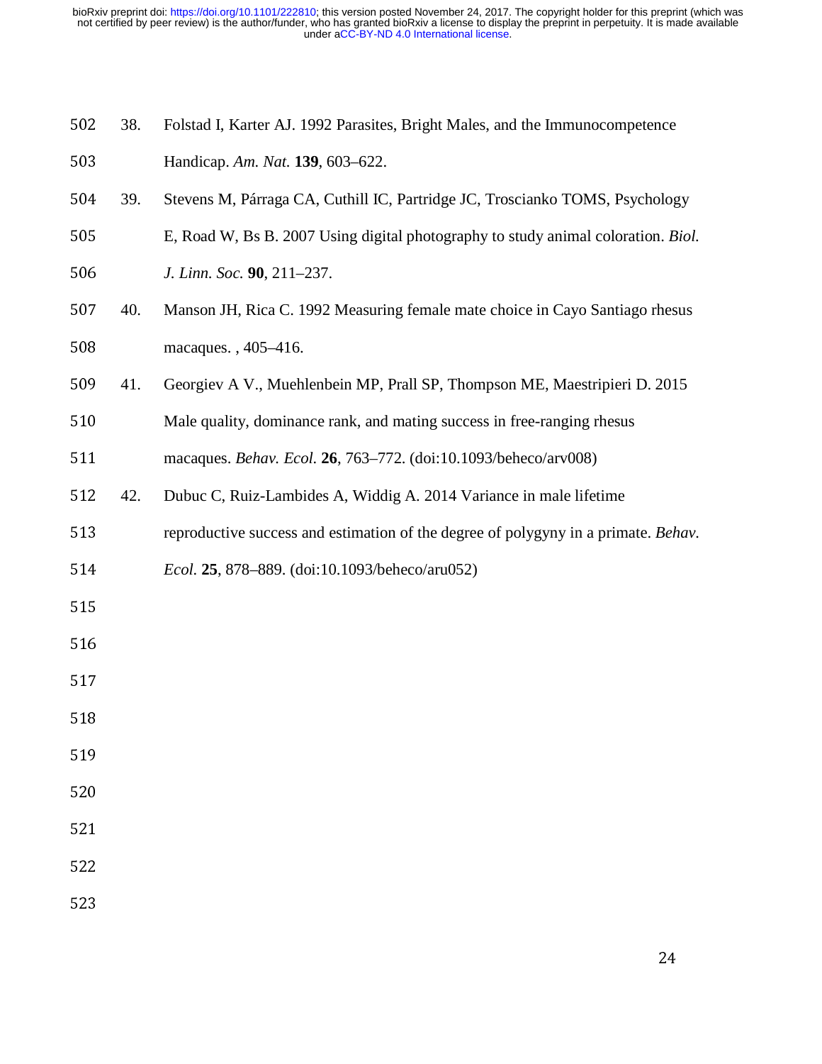38. Folstad I, Karter AJ. 1992 Parasites, Bright Males, and the Immunocompetence Handicap. *Am. Nat.* **139**, 603–622.

39. Stevens M, Párraga CA, Cuthill IC, Partridge JC, Troscianko TOMS, Psychology E, Road W, Bs B. 2007 Using digital photography to study animal coloration. *Biol. J. Linn. Soc.* **90**, 211–237.

40. Manson JH, Rica C. 1992 Measuring female mate choice in Cayo Santiago rhesus macaques. , 405–416.

41. Georgiev A V., Muehlenbein MP, Prall SP, Thompson ME, Maestripieri D. 2015 Male quality, dominance rank, and mating success in free-ranging rhesus macaques. *Behav. Ecol.* **26**, 763–772. (doi:10.1093/beheco/arv008)

42. Dubuc C, Ruiz-Lambides A, Widdig A. 2014 Variance in male lifetime reproductive success and estimation of the degree of polygyny in a primate. *Behav. Ecol.* **25**, 878–889. (doi:10.1093/beheco/aru052)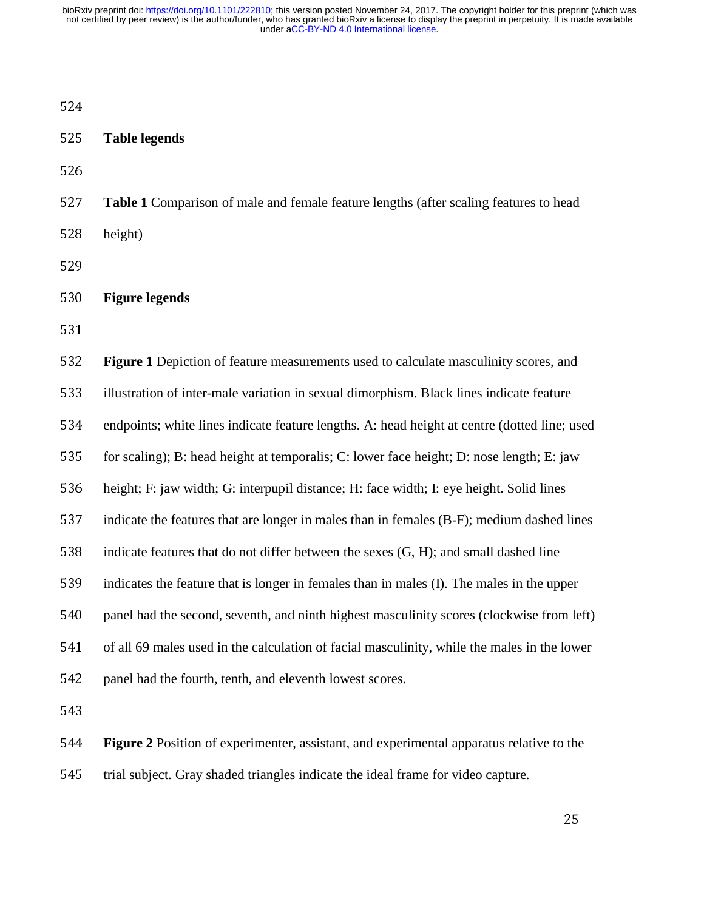## Table legends

**Table 1** Comparison of male and female feature lengths (after scaling features to head height)

## Figure legends

**Figure 1** Depiction of feature measurements used to calculate masculinity scores, and illustration of inter-male variation in sexual dimorphism. Black lines indicate feature endpoints; white lines indicate feature lengths. A: head height at centre (dotted line; used for scaling); B: head height at temporalis; C: lower face height; D: nose length; E: jaw height; F: jaw width; G: interpupil distance; H: face width; I: eye height. Solid lines indicate the features that are longer in males than in females (B-F); medium dashed lines indicate features that do not differ between the sexes (G, H); and small dashed line indicates the feature that is longer in females than in males (I). The males in the upper panel had the second, seventh, and ninth highest masculinity scores (clockwise from left) of all 69 males used in the calculation of facial masculinity, while the males in the lower panel had the fourth, tenth, and eleventh lowest scores.

**Figure 2** Position of experimenter, assistant, and experimental apparatus relative to the trial subject. Gray shaded triangles indicate the ideal frame for video capture.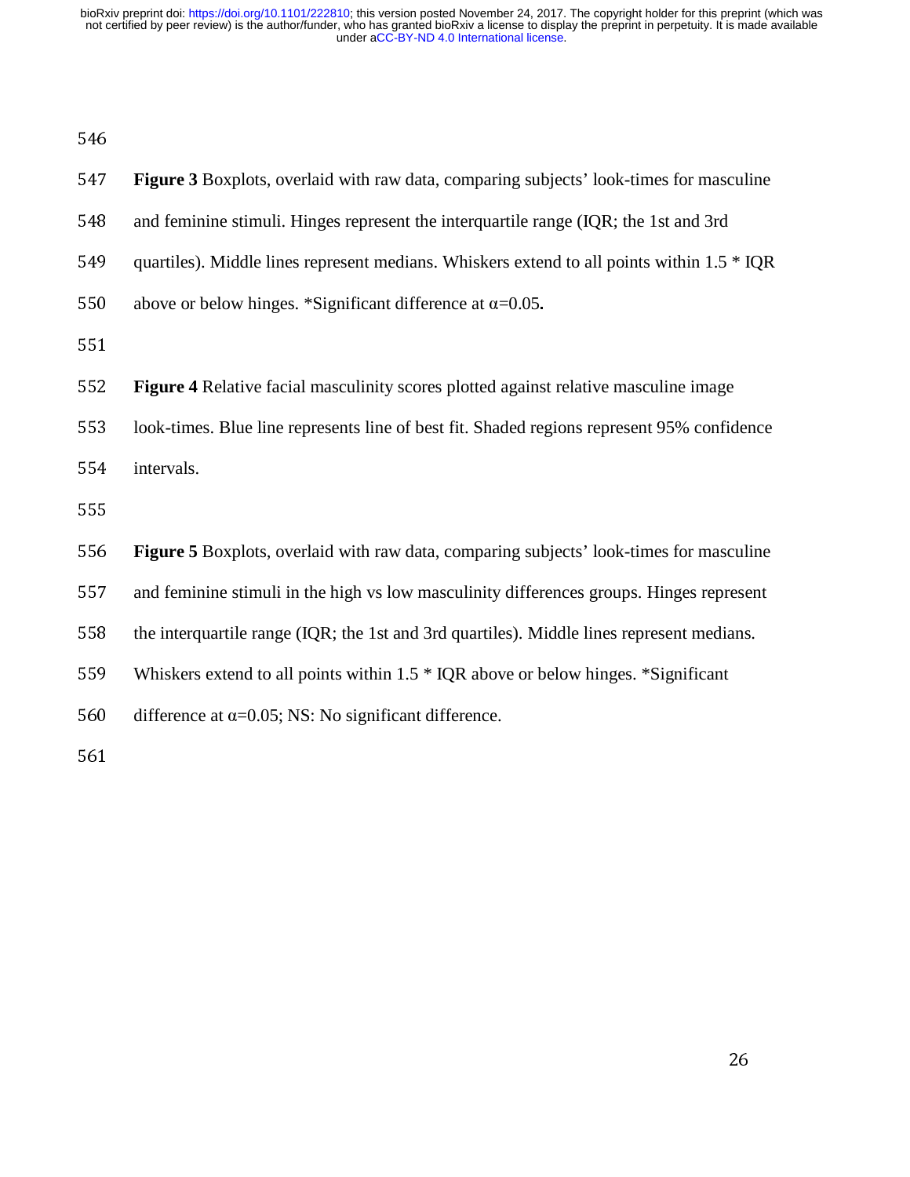**Figure 3** Boxplots, overlaid with raw data, comparing subjects' look-times for masculine and feminine stimuli. Hinges represent the interquartile range (IQR; the 1st and 3rd quartiles). Middle lines represent medians. Whiskers extend to all points within 1.5 * IQR above or below hinges. *Significant difference at $\alpha$=0.05**.**

**Figure 4** Relative facial masculinity scores plotted against relative masculine image look-times. Blue line represents line of best fit. Shaded regions represent 95% confidence intervals.

**Figure 5** Boxplots, overlaid with raw data, comparing subjects' look-times for masculine and feminine stimuli in the high vs low masculinity differences groups. Hinges represent the interquartile range (IQR; the 1st and 3rd quartiles). Middle lines represent medians. Whiskers extend to all points within 1.5 * IQR above or below hinges. *Significant difference at $\alpha$=0.05; NS: No significant difference.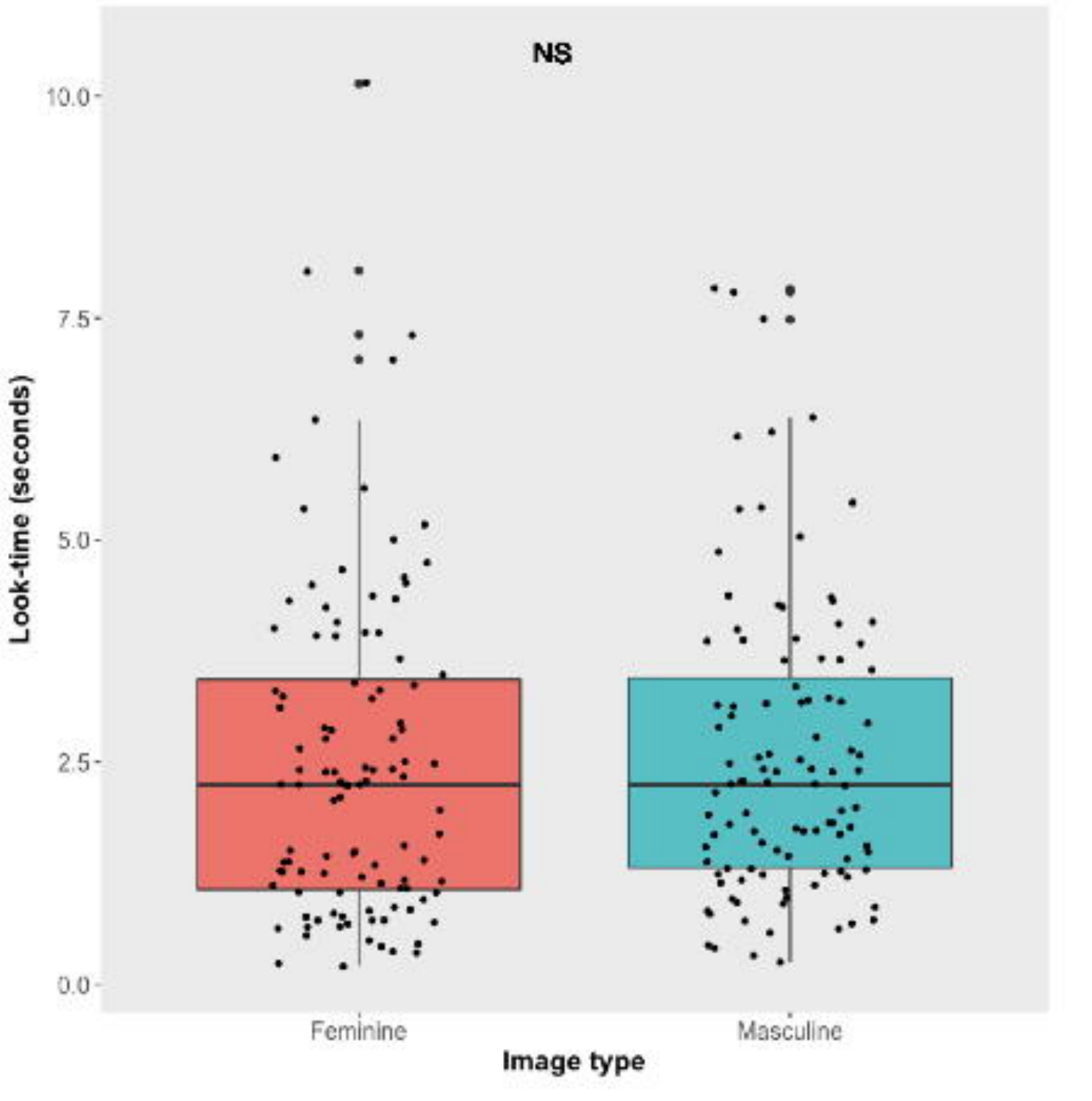NS

Look-time (seconds)

10.0

7.5

5.0

2.5

0.0

Feminine

Masculine

Image type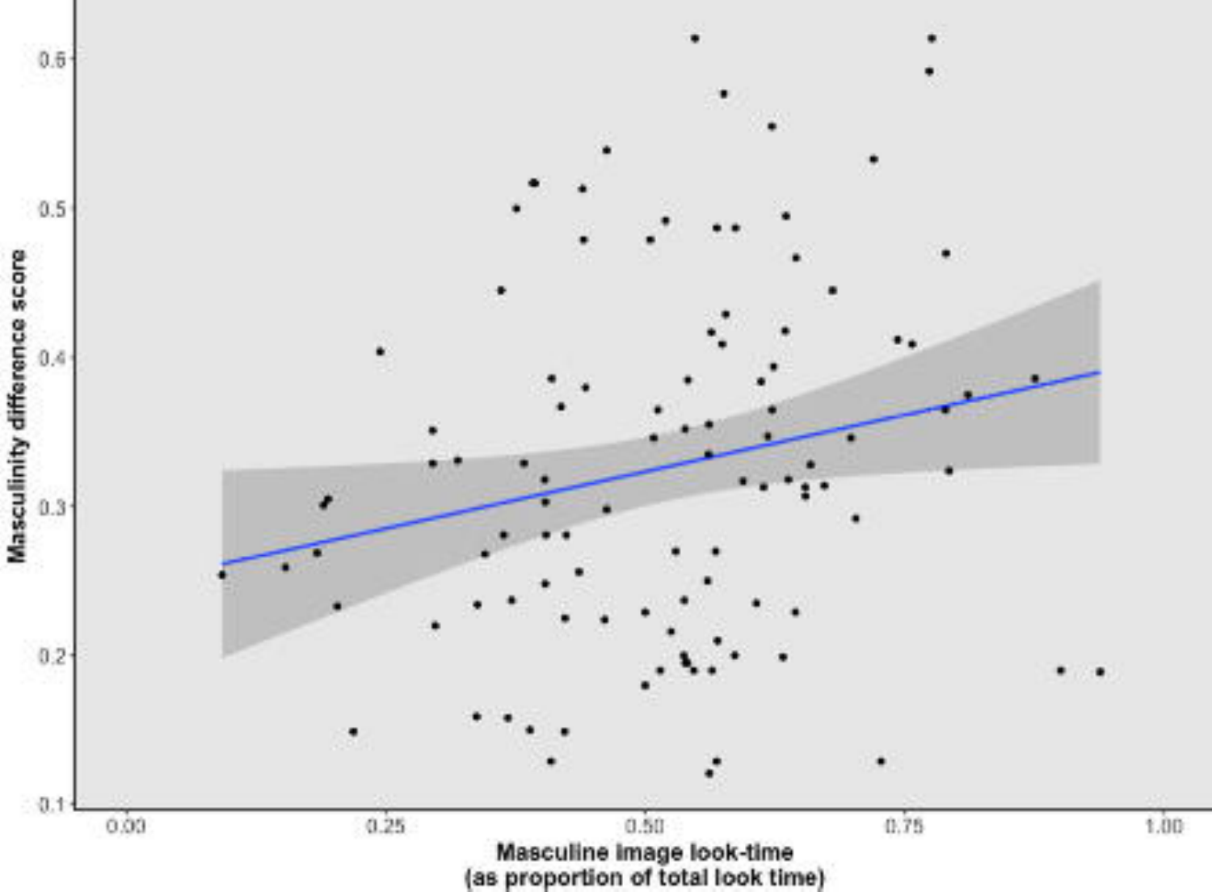Masculinity difference score

Masculine image look-time
(as proportion of total look time)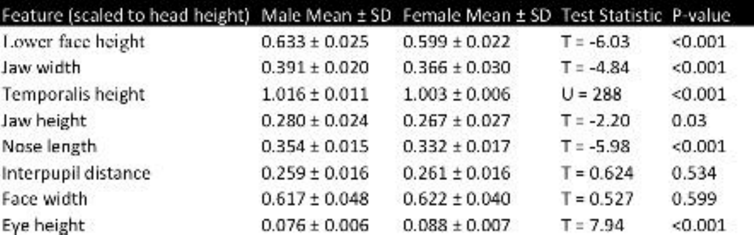| Feature (scaled to head height) | Male Mean ± SD | Female Mean ± SD | Test Statistic | P-value |
|---|---|---|---|---|
| Lower face height | 0.633 ± 0.025 | 0.599 ± 0.022 | T = -6.03 | <0.001 |
| Jaw width | 0.391 ± 0.020 | 0.366 ± 0.030 | T = -4.84 | <0.001 |
| Temporalis height | 1.016 ± 0.011 | 1.003 ± 0.006 | U = 288 | <0.001 |
| Jaw height | 0.280 ± 0.024 | 0.267 ± 0.027 | T = -2.20 | 0.03 |
| Nose length | 0.354 ± 0.015 | 0.332 ± 0.017 | T = -5.98 | <0.001 |
| Interpupil distance | 0.259 ± 0.016 | 0.261 ± 0.016 | T = 0.624 | 0.534 |
| Face width | 0.617 ± 0.048 | 0.622 ± 0.040 | T = 0.527 | 0.599 |
| Eye height | 0.076 ± 0.006 | 0.088 ± 0.007 | T = 7.94 | <0.001 |